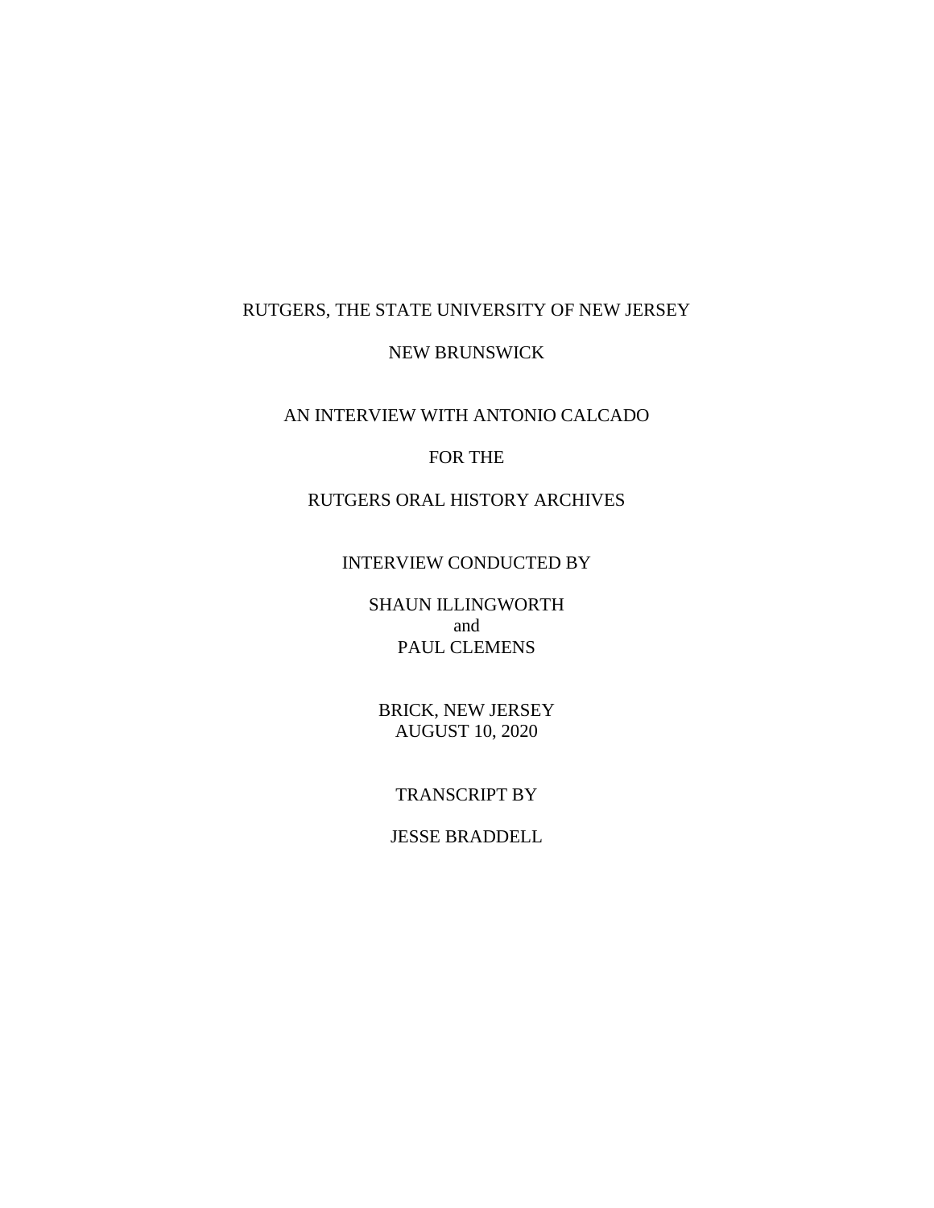RUTGERS, THE STATE UNIVERSITY OF NEW JERSEY

NEW BRUNSWICK

AN INTERVIEW WITH ANTONIO CALCADO

FOR THE

RUTGERS ORAL HISTORY ARCHIVES

INTERVIEW CONDUCTED BY

SHAUN ILLINGWORTH
and
PAUL CLEMENS

BRICK, NEW JERSEY
AUGUST 10, 2020

TRANSCRIPT BY

JESSE BRADDELL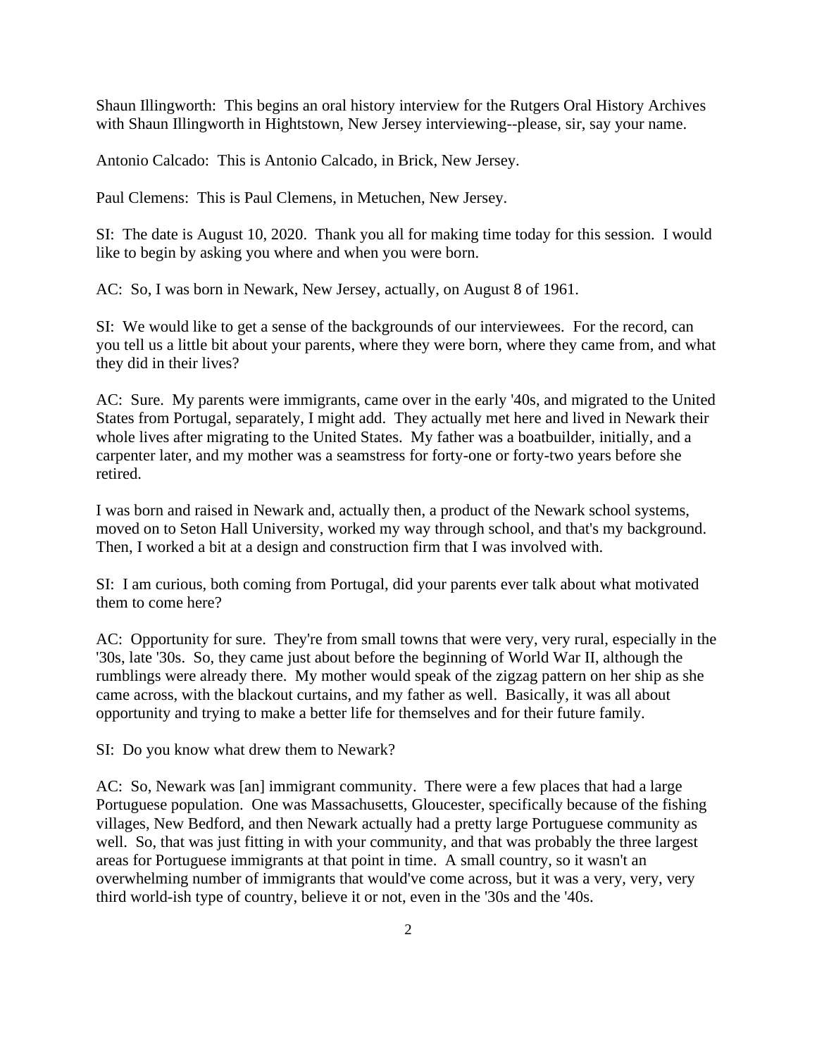Shaun Illingworth: This begins an oral history interview for the Rutgers Oral History Archives with Shaun Illingworth in Hightstown, New Jersey interviewing--please, sir, say your name.

Antonio Calcado: This is Antonio Calcado, in Brick, New Jersey.

Paul Clemens: This is Paul Clemens, in Metuchen, New Jersey.

SI: The date is August 10, 2020. Thank you all for making time today for this session. I would like to begin by asking you where and when you were born.

AC: So, I was born in Newark, New Jersey, actually, on August 8 of 1961.

SI: We would like to get a sense of the backgrounds of our interviewees. For the record, can you tell us a little bit about your parents, where they were born, where they came from, and what they did in their lives?

AC: Sure. My parents were immigrants, came over in the early '40s, and migrated to the United States from Portugal, separately, I might add. They actually met here and lived in Newark their whole lives after migrating to the United States. My father was a boatbuilder, initially, and a carpenter later, and my mother was a seamstress for forty-one or forty-two years before she retired.

I was born and raised in Newark and, actually then, a product of the Newark school systems, moved on to Seton Hall University, worked my way through school, and that's my background. Then, I worked a bit at a design and construction firm that I was involved with.

SI: I am curious, both coming from Portugal, did your parents ever talk about what motivated them to come here?

AC: Opportunity for sure. They're from small towns that were very, very rural, especially in the '30s, late '30s. So, they came just about before the beginning of World War II, although the rumblings were already there. My mother would speak of the zigzag pattern on her ship as she came across, with the blackout curtains, and my father as well. Basically, it was all about opportunity and trying to make a better life for themselves and for their future family.

SI: Do you know what drew them to Newark?

AC: So, Newark was [an] immigrant community. There were a few places that had a large Portuguese population. One was Massachusetts, Gloucester, specifically because of the fishing villages, New Bedford, and then Newark actually had a pretty large Portuguese community as well. So, that was just fitting in with your community, and that was probably the three largest areas for Portuguese immigrants at that point in time. A small country, so it wasn't an overwhelming number of immigrants that would've come across, but it was a very, very, very third world-ish type of country, believe it or not, even in the '30s and the '40s.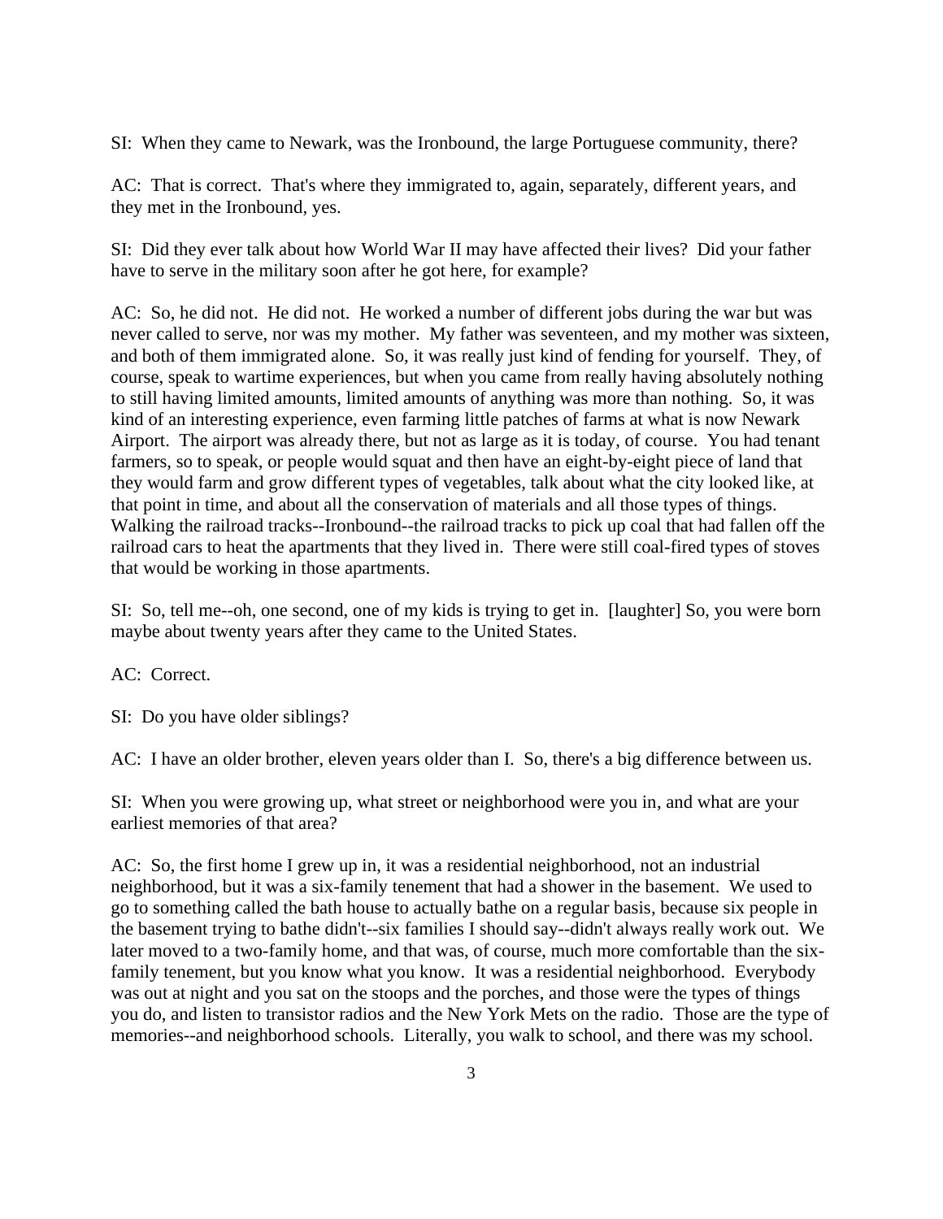SI: When they came to Newark, was the Ironbound, the large Portuguese community, there?

AC: That is correct. That's where they immigrated to, again, separately, different years, and they met in the Ironbound, yes.

SI: Did they ever talk about how World War II may have affected their lives? Did your father have to serve in the military soon after he got here, for example?

AC: So, he did not. He did not. He worked a number of different jobs during the war but was never called to serve, nor was my mother. My father was seventeen, and my mother was sixteen, and both of them immigrated alone. So, it was really just kind of fending for yourself. They, of course, speak to wartime experiences, but when you came from really having absolutely nothing to still having limited amounts, limited amounts of anything was more than nothing. So, it was kind of an interesting experience, even farming little patches of farms at what is now Newark Airport. The airport was already there, but not as large as it is today, of course. You had tenant farmers, so to speak, or people would squat and then have an eight-by-eight piece of land that they would farm and grow different types of vegetables, talk about what the city looked like, at that point in time, and about all the conservation of materials and all those types of things. Walking the railroad tracks--Ironbound--the railroad tracks to pick up coal that had fallen off the railroad cars to heat the apartments that they lived in. There were still coal-fired types of stoves that would be working in those apartments.

SI: So, tell me--oh, one second, one of my kids is trying to get in. [laughter] So, you were born maybe about twenty years after they came to the United States.

AC: Correct.

SI: Do you have older siblings?

AC: I have an older brother, eleven years older than I. So, there's a big difference between us.

SI: When you were growing up, what street or neighborhood were you in, and what are your earliest memories of that area?

AC: So, the first home I grew up in, it was a residential neighborhood, not an industrial neighborhood, but it was a six-family tenement that had a shower in the basement. We used to go to something called the bath house to actually bathe on a regular basis, because six people in the basement trying to bathe didn't--six families I should say--didn't always really work out. We later moved to a two-family home, and that was, of course, much more comfortable than the six-family tenement, but you know what you know. It was a residential neighborhood. Everybody was out at night and you sat on the stoops and the porches, and those were the types of things you do, and listen to transistor radios and the New York Mets on the radio. Those are the type of memories--and neighborhood schools. Literally, you walk to school, and there was my school.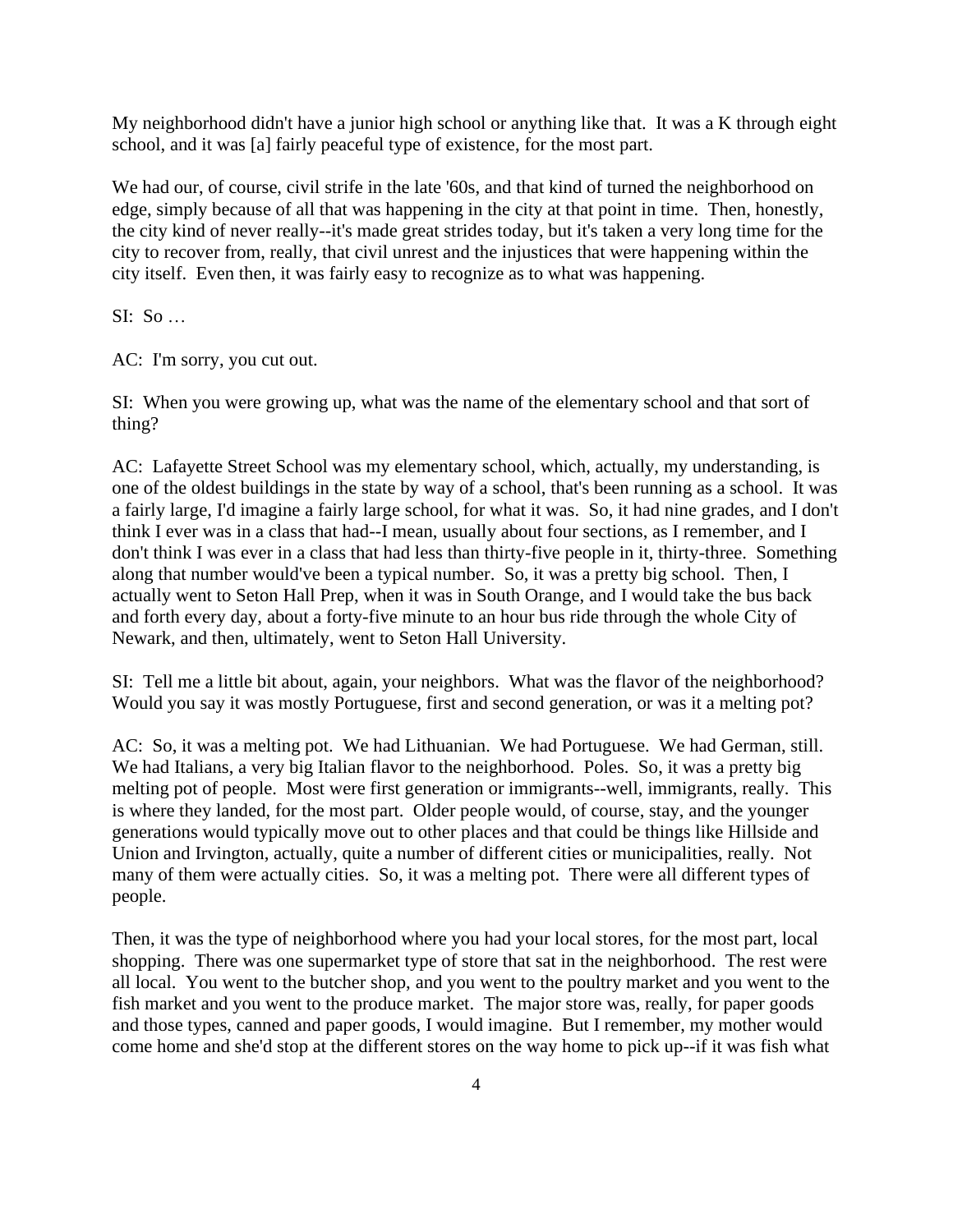My neighborhood didn't have a junior high school or anything like that. It was a K through eight school, and it was [a] fairly peaceful type of existence, for the most part.

We had our, of course, civil strife in the late '60s, and that kind of turned the neighborhood on edge, simply because of all that was happening in the city at that point in time. Then, honestly, the city kind of never really--it's made great strides today, but it's taken a very long time for the city to recover from, really, that civil unrest and the injustices that were happening within the city itself. Even then, it was fairly easy to recognize as to what was happening.

SI: So …

AC: I'm sorry, you cut out.

SI: When you were growing up, what was the name of the elementary school and that sort of thing?

AC: Lafayette Street School was my elementary school, which, actually, my understanding, is one of the oldest buildings in the state by way of a school, that's been running as a school. It was a fairly large, I'd imagine a fairly large school, for what it was. So, it had nine grades, and I don't think I ever was in a class that had--I mean, usually about four sections, as I remember, and I don't think I was ever in a class that had less than thirty-five people in it, thirty-three. Something along that number would've been a typical number. So, it was a pretty big school. Then, I actually went to Seton Hall Prep, when it was in South Orange, and I would take the bus back and forth every day, about a forty-five minute to an hour bus ride through the whole City of Newark, and then, ultimately, went to Seton Hall University.

SI: Tell me a little bit about, again, your neighbors. What was the flavor of the neighborhood? Would you say it was mostly Portuguese, first and second generation, or was it a melting pot?

AC: So, it was a melting pot. We had Lithuanian. We had Portuguese. We had German, still. We had Italians, a very big Italian flavor to the neighborhood. Poles. So, it was a pretty big melting pot of people. Most were first generation or immigrants--well, immigrants, really. This is where they landed, for the most part. Older people would, of course, stay, and the younger generations would typically move out to other places and that could be things like Hillside and Union and Irvington, actually, quite a number of different cities or municipalities, really. Not many of them were actually cities. So, it was a melting pot. There were all different types of people.

Then, it was the type of neighborhood where you had your local stores, for the most part, local shopping. There was one supermarket type of store that sat in the neighborhood. The rest were all local. You went to the butcher shop, and you went to the poultry market and you went to the fish market and you went to the produce market. The major store was, really, for paper goods and those types, canned and paper goods, I would imagine. But I remember, my mother would come home and she'd stop at the different stores on the way home to pick up--if it was fish what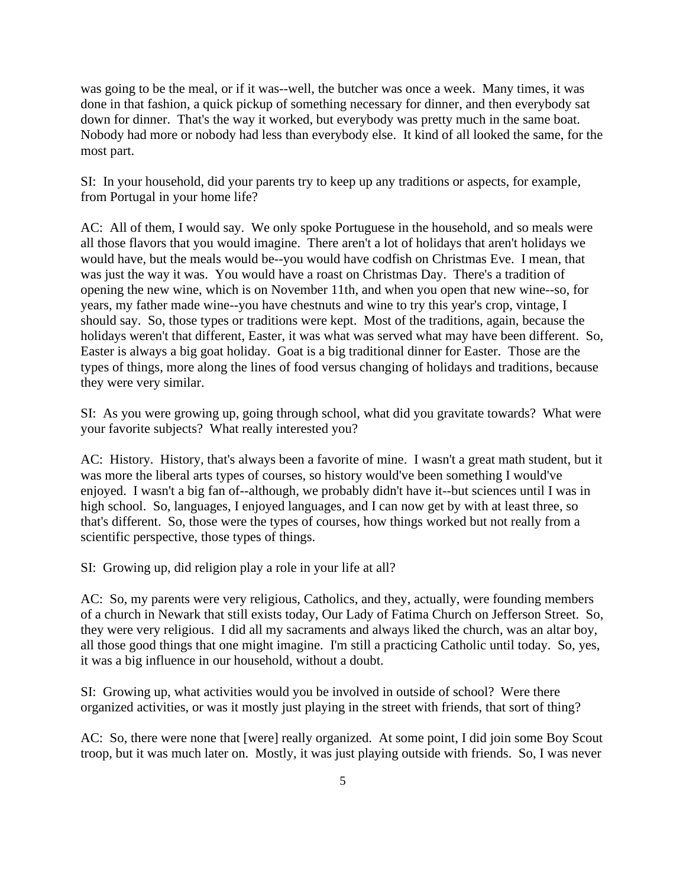was going to be the meal, or if it was--well, the butcher was once a week. Many times, it was done in that fashion, a quick pickup of something necessary for dinner, and then everybody sat down for dinner. That's the way it worked, but everybody was pretty much in the same boat. Nobody had more or nobody had less than everybody else. It kind of all looked the same, for the most part.

SI: In your household, did your parents try to keep up any traditions or aspects, for example, from Portugal in your home life?

AC: All of them, I would say. We only spoke Portuguese in the household, and so meals were all those flavors that you would imagine. There aren't a lot of holidays that aren't holidays we would have, but the meals would be--you would have codfish on Christmas Eve. I mean, that was just the way it was. You would have a roast on Christmas Day. There's a tradition of opening the new wine, which is on November 11th, and when you open that new wine--so, for years, my father made wine--you have chestnuts and wine to try this year's crop, vintage, I should say. So, those types or traditions were kept. Most of the traditions, again, because the holidays weren't that different, Easter, it was what was served what may have been different. So, Easter is always a big goat holiday. Goat is a big traditional dinner for Easter. Those are the types of things, more along the lines of food versus changing of holidays and traditions, because they were very similar.

SI: As you were growing up, going through school, what did you gravitate towards? What were your favorite subjects? What really interested you?

AC: History. History, that's always been a favorite of mine. I wasn't a great math student, but it was more the liberal arts types of courses, so history would've been something I would've enjoyed. I wasn't a big fan of--although, we probably didn't have it--but sciences until I was in high school. So, languages, I enjoyed languages, and I can now get by with at least three, so that's different. So, those were the types of courses, how things worked but not really from a scientific perspective, those types of things.

SI: Growing up, did religion play a role in your life at all?

AC: So, my parents were very religious, Catholics, and they, actually, were founding members of a church in Newark that still exists today, Our Lady of Fatima Church on Jefferson Street. So, they were very religious. I did all my sacraments and always liked the church, was an altar boy, all those good things that one might imagine. I'm still a practicing Catholic until today. So, yes, it was a big influence in our household, without a doubt.

SI: Growing up, what activities would you be involved in outside of school? Were there organized activities, or was it mostly just playing in the street with friends, that sort of thing?

AC: So, there were none that [were] really organized. At some point, I did join some Boy Scout troop, but it was much later on. Mostly, it was just playing outside with friends. So, I was never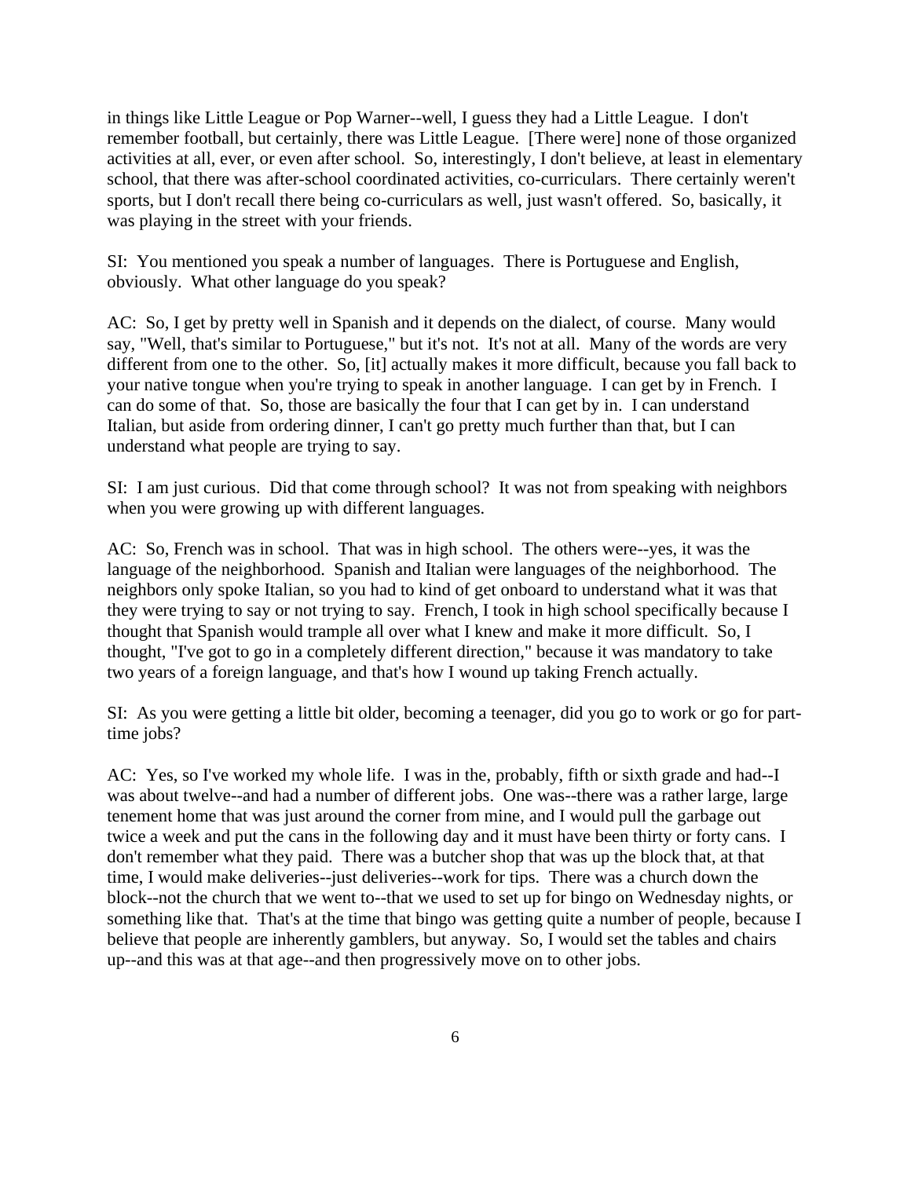in things like Little League or Pop Warner--well, I guess they had a Little League. I don't remember football, but certainly, there was Little League. [There were] none of those organized activities at all, ever, or even after school. So, interestingly, I don't believe, at least in elementary school, that there was after-school coordinated activities, co-curriculars. There certainly weren't sports, but I don't recall there being co-curriculars as well, just wasn't offered. So, basically, it was playing in the street with your friends.

SI: You mentioned you speak a number of languages. There is Portuguese and English, obviously. What other language do you speak?

AC: So, I get by pretty well in Spanish and it depends on the dialect, of course. Many would say, "Well, that's similar to Portuguese," but it's not. It's not at all. Many of the words are very different from one to the other. So, [it] actually makes it more difficult, because you fall back to your native tongue when you're trying to speak in another language. I can get by in French. I can do some of that. So, those are basically the four that I can get by in. I can understand Italian, but aside from ordering dinner, I can't go pretty much further than that, but I can understand what people are trying to say.

SI: I am just curious. Did that come through school? It was not from speaking with neighbors when you were growing up with different languages.

AC: So, French was in school. That was in high school. The others were--yes, it was the language of the neighborhood. Spanish and Italian were languages of the neighborhood. The neighbors only spoke Italian, so you had to kind of get onboard to understand what it was that they were trying to say or not trying to say. French, I took in high school specifically because I thought that Spanish would trample all over what I knew and make it more difficult. So, I thought, "I've got to go in a completely different direction," because it was mandatory to take two years of a foreign language, and that's how I wound up taking French actually.

SI: As you were getting a little bit older, becoming a teenager, did you go to work or go for part-time jobs?

AC: Yes, so I've worked my whole life. I was in the, probably, fifth or sixth grade and had--I was about twelve--and had a number of different jobs. One was--there was a rather large, large tenement home that was just around the corner from mine, and I would pull the garbage out twice a week and put the cans in the following day and it must have been thirty or forty cans. I don't remember what they paid. There was a butcher shop that was up the block that, at that time, I would make deliveries--just deliveries--work for tips. There was a church down the block--not the church that we went to--that we used to set up for bingo on Wednesday nights, or something like that. That's at the time that bingo was getting quite a number of people, because I believe that people are inherently gamblers, but anyway. So, I would set the tables and chairs up--and this was at that age--and then progressively move on to other jobs.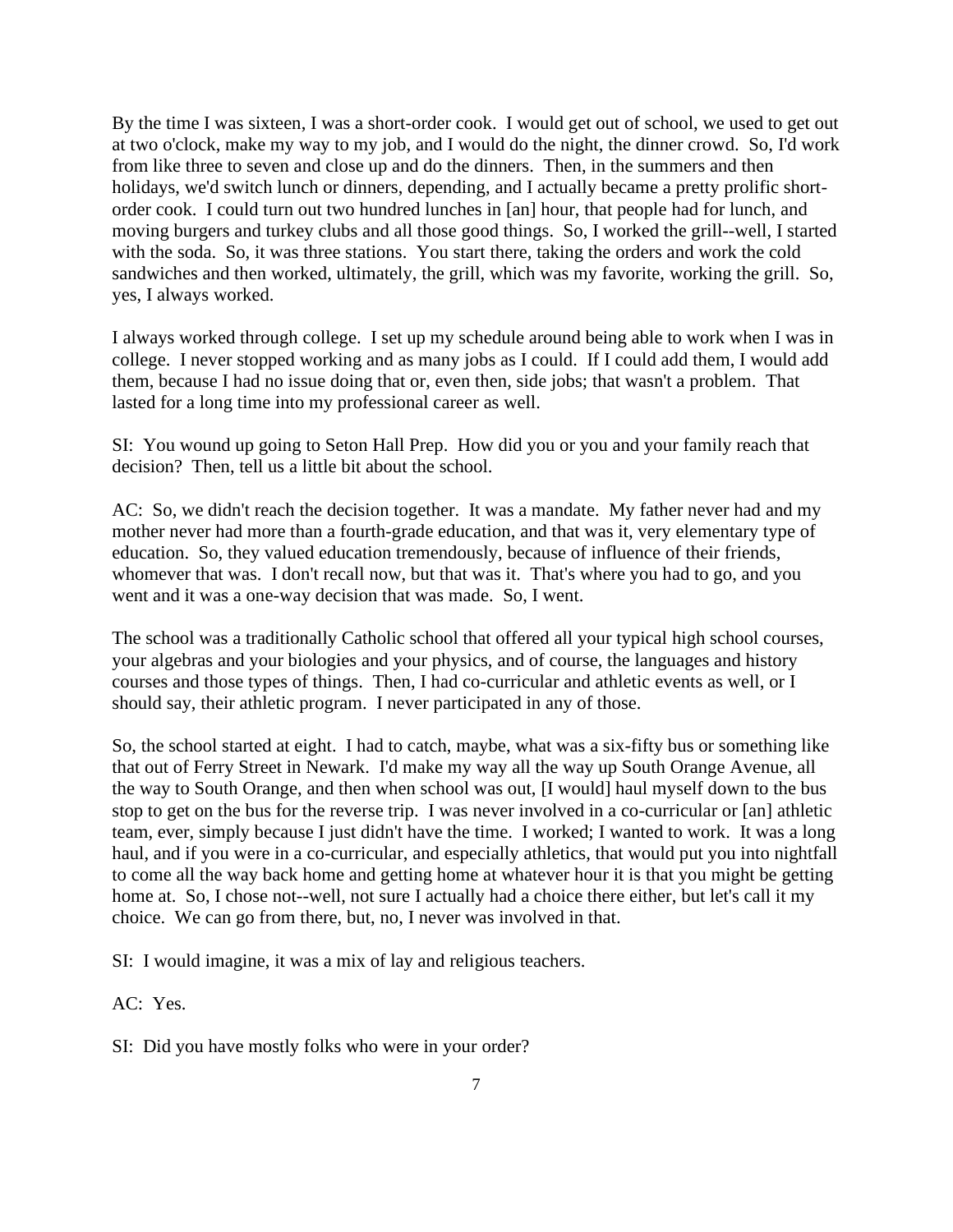By the time I was sixteen, I was a short-order cook. I would get out of school, we used to get out at two o'clock, make my way to my job, and I would do the night, the dinner crowd. So, I'd work from like three to seven and close up and do the dinners. Then, in the summers and then holidays, we'd switch lunch or dinners, depending, and I actually became a pretty prolific short-order cook. I could turn out two hundred lunches in [an] hour, that people had for lunch, and moving burgers and turkey clubs and all those good things. So, I worked the grill--well, I started with the soda. So, it was three stations. You start there, taking the orders and work the cold sandwiches and then worked, ultimately, the grill, which was my favorite, working the grill. So, yes, I always worked.

I always worked through college. I set up my schedule around being able to work when I was in college. I never stopped working and as many jobs as I could. If I could add them, I would add them, because I had no issue doing that or, even then, side jobs; that wasn't a problem. That lasted for a long time into my professional career as well.

SI: You wound up going to Seton Hall Prep. How did you or you and your family reach that decision? Then, tell us a little bit about the school.

AC: So, we didn't reach the decision together. It was a mandate. My father never had and my mother never had more than a fourth-grade education, and that was it, very elementary type of education. So, they valued education tremendously, because of influence of their friends, whomever that was. I don't recall now, but that was it. That's where you had to go, and you went and it was a one-way decision that was made. So, I went.

The school was a traditionally Catholic school that offered all your typical high school courses, your algebras and your biologies and your physics, and of course, the languages and history courses and those types of things. Then, I had co-curricular and athletic events as well, or I should say, their athletic program. I never participated in any of those.

So, the school started at eight. I had to catch, maybe, what was a six-fifty bus or something like that out of Ferry Street in Newark. I'd make my way all the way up South Orange Avenue, all the way to South Orange, and then when school was out, [I would] haul myself down to the bus stop to get on the bus for the reverse trip. I was never involved in a co-curricular or [an] athletic team, ever, simply because I just didn't have the time. I worked; I wanted to work. It was a long haul, and if you were in a co-curricular, and especially athletics, that would put you into nightfall to come all the way back home and getting home at whatever hour it is that you might be getting home at. So, I chose not--well, not sure I actually had a choice there either, but let's call it my choice. We can go from there, but, no, I never was involved in that.

SI: I would imagine, it was a mix of lay and religious teachers.

AC: Yes.

SI: Did you have mostly folks who were in your order?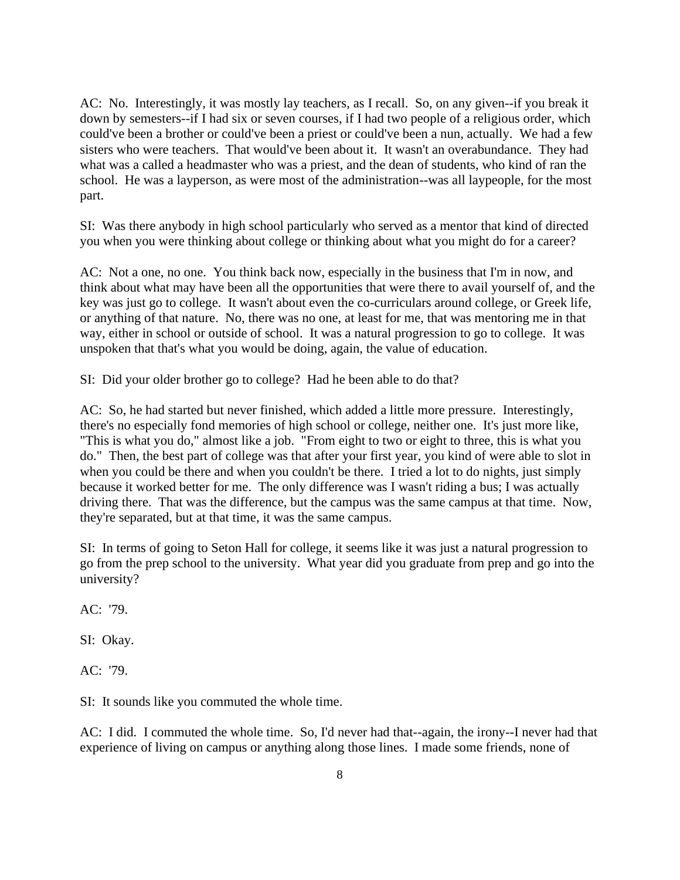AC: No. Interestingly, it was mostly lay teachers, as I recall. So, on any given--if you break it down by semesters--if I had six or seven courses, if I had two people of a religious order, which could've been a brother or could've been a priest or could've been a nun, actually. We had a few sisters who were teachers. That would've been about it. It wasn't an overabundance. They had what was a called a headmaster who was a priest, and the dean of students, who kind of ran the school. He was a layperson, as were most of the administration--was all laypeople, for the most part.

SI: Was there anybody in high school particularly who served as a mentor that kind of directed you when you were thinking about college or thinking about what you might do for a career?

AC: Not a one, no one. You think back now, especially in the business that I'm in now, and think about what may have been all the opportunities that were there to avail yourself of, and the key was just go to college. It wasn't about even the co-curriculars around college, or Greek life, or anything of that nature. No, there was no one, at least for me, that was mentoring me in that way, either in school or outside of school. It was a natural progression to go to college. It was unspoken that that's what you would be doing, again, the value of education.

SI: Did your older brother go to college? Had he been able to do that?

AC: So, he had started but never finished, which added a little more pressure. Interestingly, there's no especially fond memories of high school or college, neither one. It's just more like, "This is what you do," almost like a job. "From eight to two or eight to three, this is what you do." Then, the best part of college was that after your first year, you kind of were able to slot in when you could be there and when you couldn't be there. I tried a lot to do nights, just simply because it worked better for me. The only difference was I wasn't riding a bus; I was actually driving there. That was the difference, but the campus was the same campus at that time. Now, they're separated, but at that time, it was the same campus.

SI: In terms of going to Seton Hall for college, it seems like it was just a natural progression to go from the prep school to the university. What year did you graduate from prep and go into the university?

AC: '79.

SI: Okay.

AC: '79.

SI: It sounds like you commuted the whole time.

AC: I did. I commuted the whole time. So, I'd never had that--again, the irony--I never had that experience of living on campus or anything along those lines. I made some friends, none of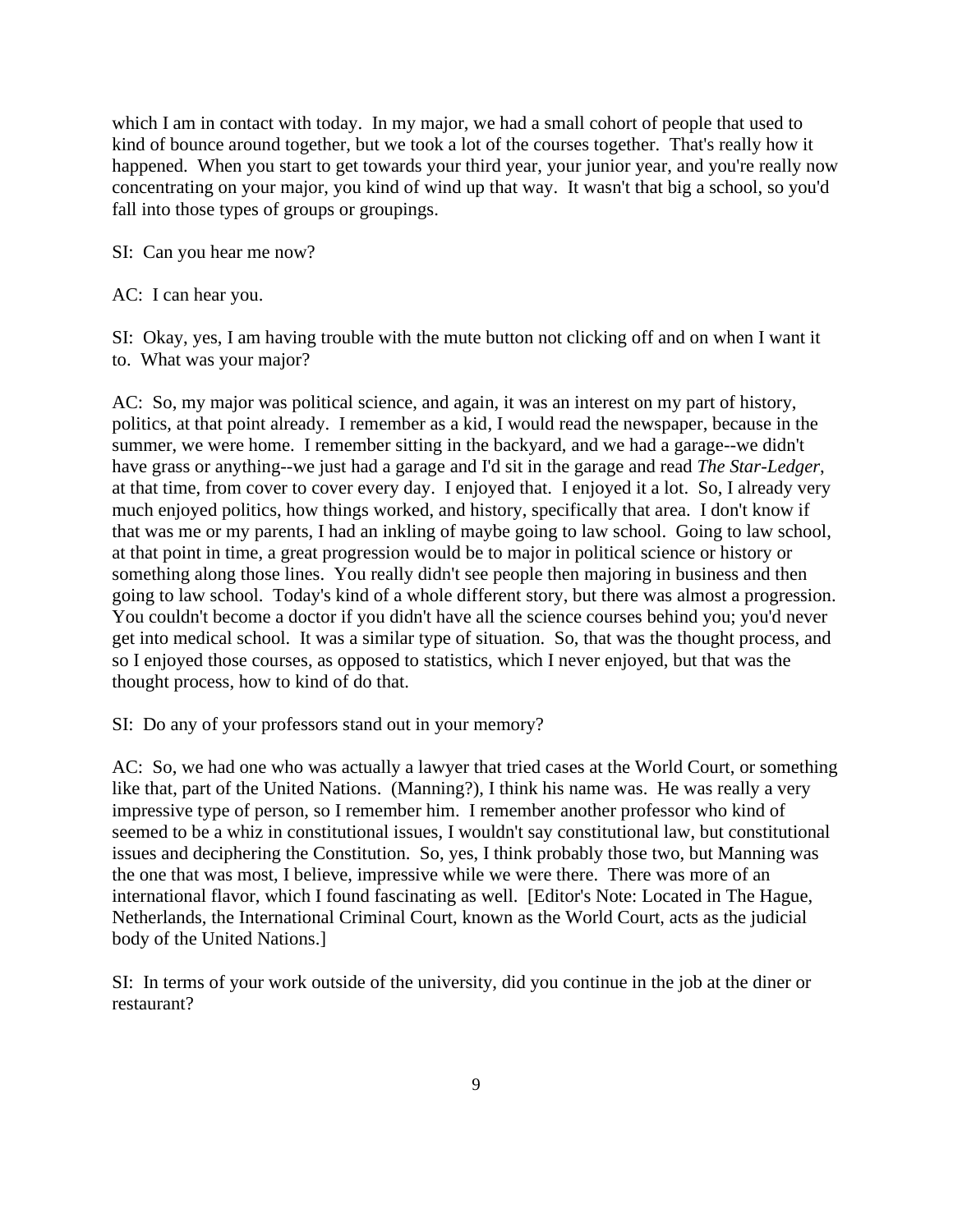which I am in contact with today. In my major, we had a small cohort of people that used to kind of bounce around together, but we took a lot of the courses together. That's really how it happened. When you start to get towards your third year, your junior year, and you're really now concentrating on your major, you kind of wind up that way. It wasn't that big a school, so you'd fall into those types of groups or groupings.

SI: Can you hear me now?

AC: I can hear you.

SI: Okay, yes, I am having trouble with the mute button not clicking off and on when I want it to. What was your major?

AC: So, my major was political science, and again, it was an interest on my part of history, politics, at that point already. I remember as a kid, I would read the newspaper, because in the summer, we were home. I remember sitting in the backyard, and we had a garage--we didn't have grass or anything--we just had a garage and I'd sit in the garage and read *The Star-Ledger*, at that time, from cover to cover every day. I enjoyed that. I enjoyed it a lot. So, I already very much enjoyed politics, how things worked, and history, specifically that area. I don't know if that was me or my parents, I had an inkling of maybe going to law school. Going to law school, at that point in time, a great progression would be to major in political science or history or something along those lines. You really didn't see people then majoring in business and then going to law school. Today's kind of a whole different story, but there was almost a progression. You couldn't become a doctor if you didn't have all the science courses behind you; you'd never get into medical school. It was a similar type of situation. So, that was the thought process, and so I enjoyed those courses, as opposed to statistics, which I never enjoyed, but that was the thought process, how to kind of do that.

SI: Do any of your professors stand out in your memory?

AC: So, we had one who was actually a lawyer that tried cases at the World Court, or something like that, part of the United Nations. (Manning?), I think his name was. He was really a very impressive type of person, so I remember him. I remember another professor who kind of seemed to be a whiz in constitutional issues, I wouldn't say constitutional law, but constitutional issues and deciphering the Constitution. So, yes, I think probably those two, but Manning was the one that was most, I believe, impressive while we were there. There was more of an international flavor, which I found fascinating as well. [Editor's Note: Located in The Hague, Netherlands, the International Criminal Court, known as the World Court, acts as the judicial body of the United Nations.]

SI: In terms of your work outside of the university, did you continue in the job at the diner or restaurant?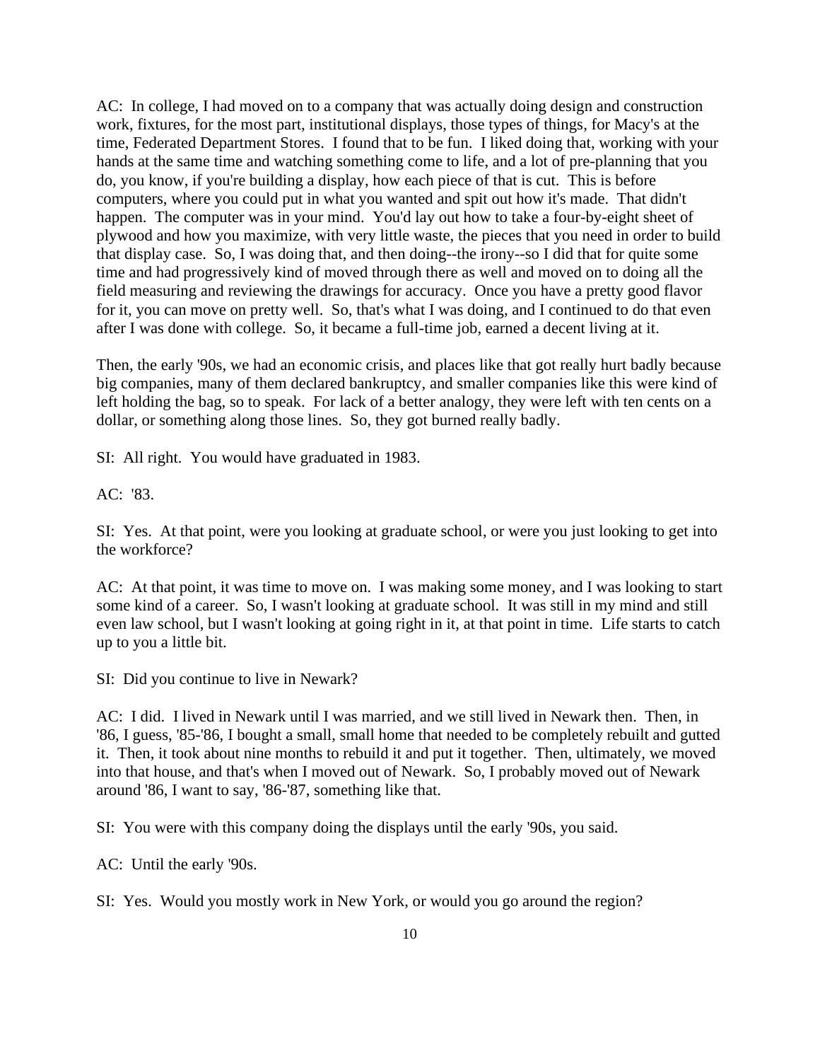AC: In college, I had moved on to a company that was actually doing design and construction work, fixtures, for the most part, institutional displays, those types of things, for Macy's at the time, Federated Department Stores. I found that to be fun. I liked doing that, working with your hands at the same time and watching something come to life, and a lot of pre-planning that you do, you know, if you're building a display, how each piece of that is cut. This is before computers, where you could put in what you wanted and spit out how it's made. That didn't happen. The computer was in your mind. You'd lay out how to take a four-by-eight sheet of plywood and how you maximize, with very little waste, the pieces that you need in order to build that display case. So, I was doing that, and then doing--the irony--so I did that for quite some time and had progressively kind of moved through there as well and moved on to doing all the field measuring and reviewing the drawings for accuracy. Once you have a pretty good flavor for it, you can move on pretty well. So, that's what I was doing, and I continued to do that even after I was done with college. So, it became a full-time job, earned a decent living at it.

Then, the early '90s, we had an economic crisis, and places like that got really hurt badly because big companies, many of them declared bankruptcy, and smaller companies like this were kind of left holding the bag, so to speak. For lack of a better analogy, they were left with ten cents on a dollar, or something along those lines. So, they got burned really badly.

SI: All right. You would have graduated in 1983.

AC: '83.

SI: Yes. At that point, were you looking at graduate school, or were you just looking to get into the workforce?

AC: At that point, it was time to move on. I was making some money, and I was looking to start some kind of a career. So, I wasn't looking at graduate school. It was still in my mind and still even law school, but I wasn't looking at going right in it, at that point in time. Life starts to catch up to you a little bit.

SI: Did you continue to live in Newark?

AC: I did. I lived in Newark until I was married, and we still lived in Newark then. Then, in '86, I guess, '85-'86, I bought a small, small home that needed to be completely rebuilt and gutted it. Then, it took about nine months to rebuild it and put it together. Then, ultimately, we moved into that house, and that's when I moved out of Newark. So, I probably moved out of Newark around '86, I want to say, '86-'87, something like that.

SI: You were with this company doing the displays until the early '90s, you said.

AC: Until the early '90s.

SI: Yes. Would you mostly work in New York, or would you go around the region?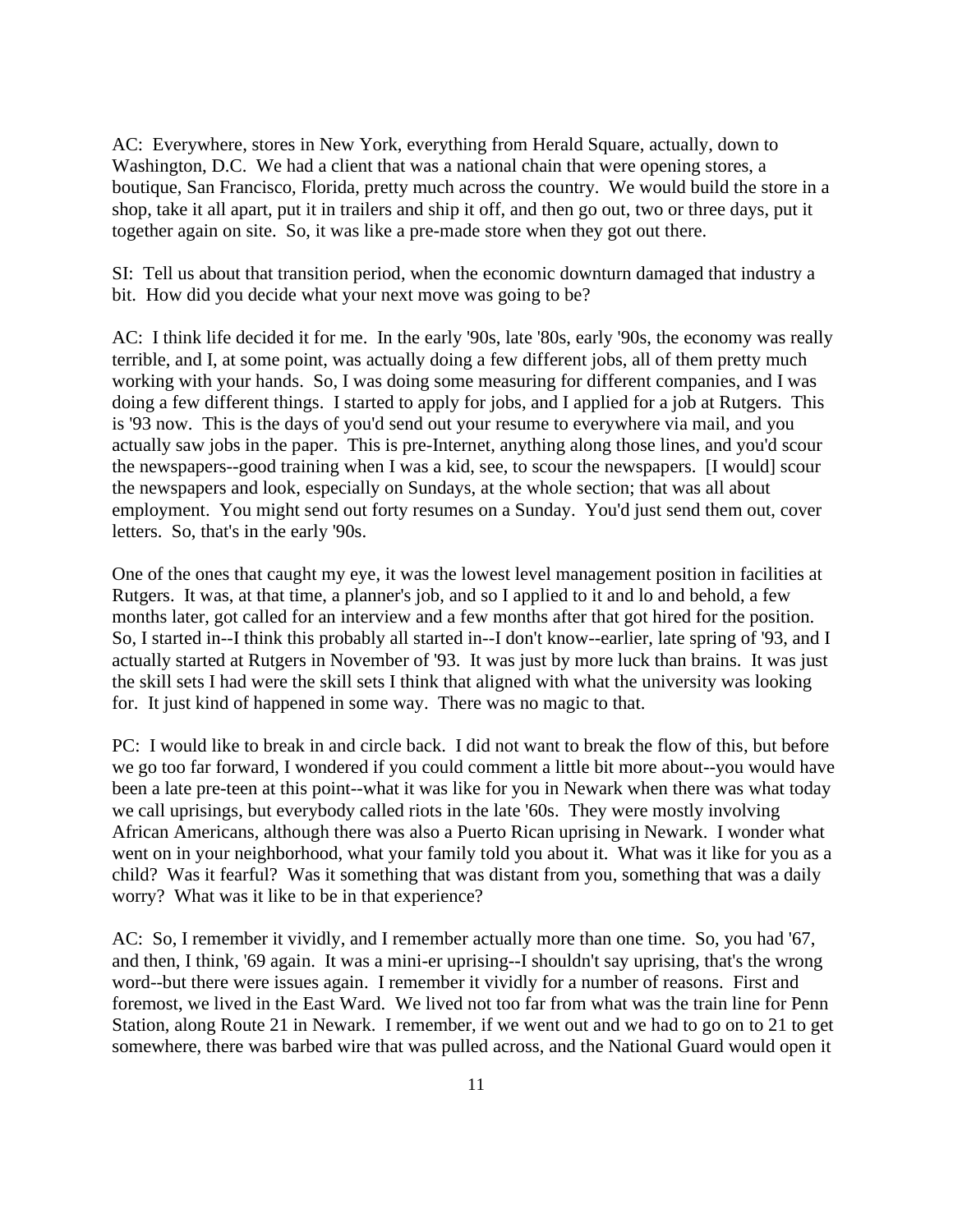AC: Everywhere, stores in New York, everything from Herald Square, actually, down to Washington, D.C. We had a client that was a national chain that were opening stores, a boutique, San Francisco, Florida, pretty much across the country. We would build the store in a shop, take it all apart, put it in trailers and ship it off, and then go out, two or three days, put it together again on site. So, it was like a pre-made store when they got out there.

SI: Tell us about that transition period, when the economic downturn damaged that industry a bit. How did you decide what your next move was going to be?

AC: I think life decided it for me. In the early '90s, late '80s, early '90s, the economy was really terrible, and I, at some point, was actually doing a few different jobs, all of them pretty much working with your hands. So, I was doing some measuring for different companies, and I was doing a few different things. I started to apply for jobs, and I applied for a job at Rutgers. This is '93 now. This is the days of you'd send out your resume to everywhere via mail, and you actually saw jobs in the paper. This is pre-Internet, anything along those lines, and you'd scour the newspapers--good training when I was a kid, see, to scour the newspapers. [I would] scour the newspapers and look, especially on Sundays, at the whole section; that was all about employment. You might send out forty resumes on a Sunday. You'd just send them out, cover letters. So, that's in the early '90s.

One of the ones that caught my eye, it was the lowest level management position in facilities at Rutgers. It was, at that time, a planner's job, and so I applied to it and lo and behold, a few months later, got called for an interview and a few months after that got hired for the position. So, I started in--I think this probably all started in--I don't know--earlier, late spring of '93, and I actually started at Rutgers in November of '93. It was just by more luck than brains. It was just the skill sets I had were the skill sets I think that aligned with what the university was looking for. It just kind of happened in some way. There was no magic to that.

PC: I would like to break in and circle back. I did not want to break the flow of this, but before we go too far forward, I wondered if you could comment a little bit more about--you would have been a late pre-teen at this point--what it was like for you in Newark when there was what today we call uprisings, but everybody called riots in the late '60s. They were mostly involving African Americans, although there was also a Puerto Rican uprising in Newark. I wonder what went on in your neighborhood, what your family told you about it. What was it like for you as a child? Was it fearful? Was it something that was distant from you, something that was a daily worry? What was it like to be in that experience?

AC: So, I remember it vividly, and I remember actually more than one time. So, you had '67, and then, I think, '69 again. It was a mini-er uprising--I shouldn't say uprising, that's the wrong word--but there were issues again. I remember it vividly for a number of reasons. First and foremost, we lived in the East Ward. We lived not too far from what was the train line for Penn Station, along Route 21 in Newark. I remember, if we went out and we had to go on to 21 to get somewhere, there was barbed wire that was pulled across, and the National Guard would open it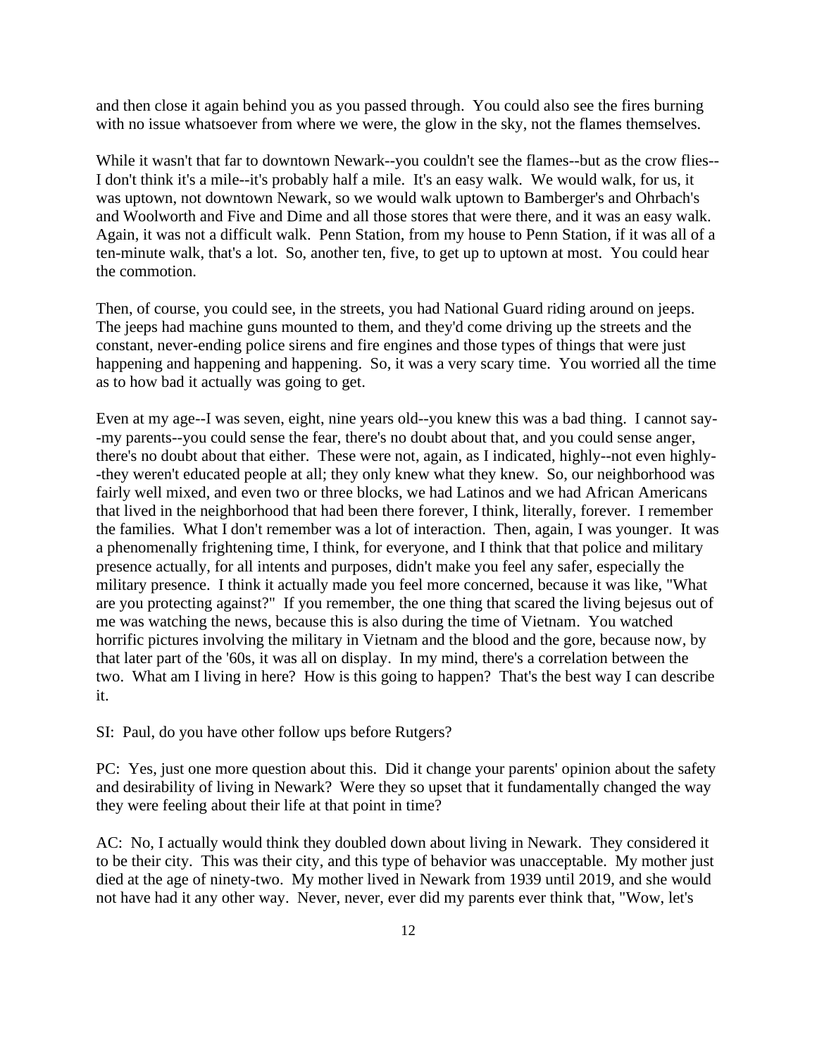and then close it again behind you as you passed through. You could also see the fires burning with no issue whatsoever from where we were, the glow in the sky, not the flames themselves.

While it wasn't that far to downtown Newark--you couldn't see the flames--but as the crow flies--I don't think it's a mile--it's probably half a mile. It's an easy walk. We would walk, for us, it was uptown, not downtown Newark, so we would walk uptown to Bamberger's and Ohrbach's and Woolworth and Five and Dime and all those stores that were there, and it was an easy walk. Again, it was not a difficult walk. Penn Station, from my house to Penn Station, if it was all of a ten-minute walk, that's a lot. So, another ten, five, to get up to uptown at most. You could hear the commotion.

Then, of course, you could see, in the streets, you had National Guard riding around on jeeps. The jeeps had machine guns mounted to them, and they'd come driving up the streets and the constant, never-ending police sirens and fire engines and those types of things that were just happening and happening and happening. So, it was a very scary time. You worried all the time as to how bad it actually was going to get.

Even at my age--I was seven, eight, nine years old--you knew this was a bad thing. I cannot say--my parents--you could sense the fear, there's no doubt about that, and you could sense anger, there's no doubt about that either. These were not, again, as I indicated, highly--not even highly--they weren't educated people at all; they only knew what they knew. So, our neighborhood was fairly well mixed, and even two or three blocks, we had Latinos and we had African Americans that lived in the neighborhood that had been there forever, I think, literally, forever. I remember the families. What I don't remember was a lot of interaction. Then, again, I was younger. It was a phenomenally frightening time, I think, for everyone, and I think that that police and military presence actually, for all intents and purposes, didn't make you feel any safer, especially the military presence. I think it actually made you feel more concerned, because it was like, "What are you protecting against?" If you remember, the one thing that scared the living bejesus out of me was watching the news, because this is also during the time of Vietnam. You watched horrific pictures involving the military in Vietnam and the blood and the gore, because now, by that later part of the '60s, it was all on display. In my mind, there's a correlation between the two. What am I living in here? How is this going to happen? That's the best way I can describe it.

SI: Paul, do you have other follow ups before Rutgers?

PC: Yes, just one more question about this. Did it change your parents' opinion about the safety and desirability of living in Newark? Were they so upset that it fundamentally changed the way they were feeling about their life at that point in time?

AC: No, I actually would think they doubled down about living in Newark. They considered it to be their city. This was their city, and this type of behavior was unacceptable. My mother just died at the age of ninety-two. My mother lived in Newark from 1939 until 2019, and she would not have had it any other way. Never, never, ever did my parents ever think that, "Wow, let's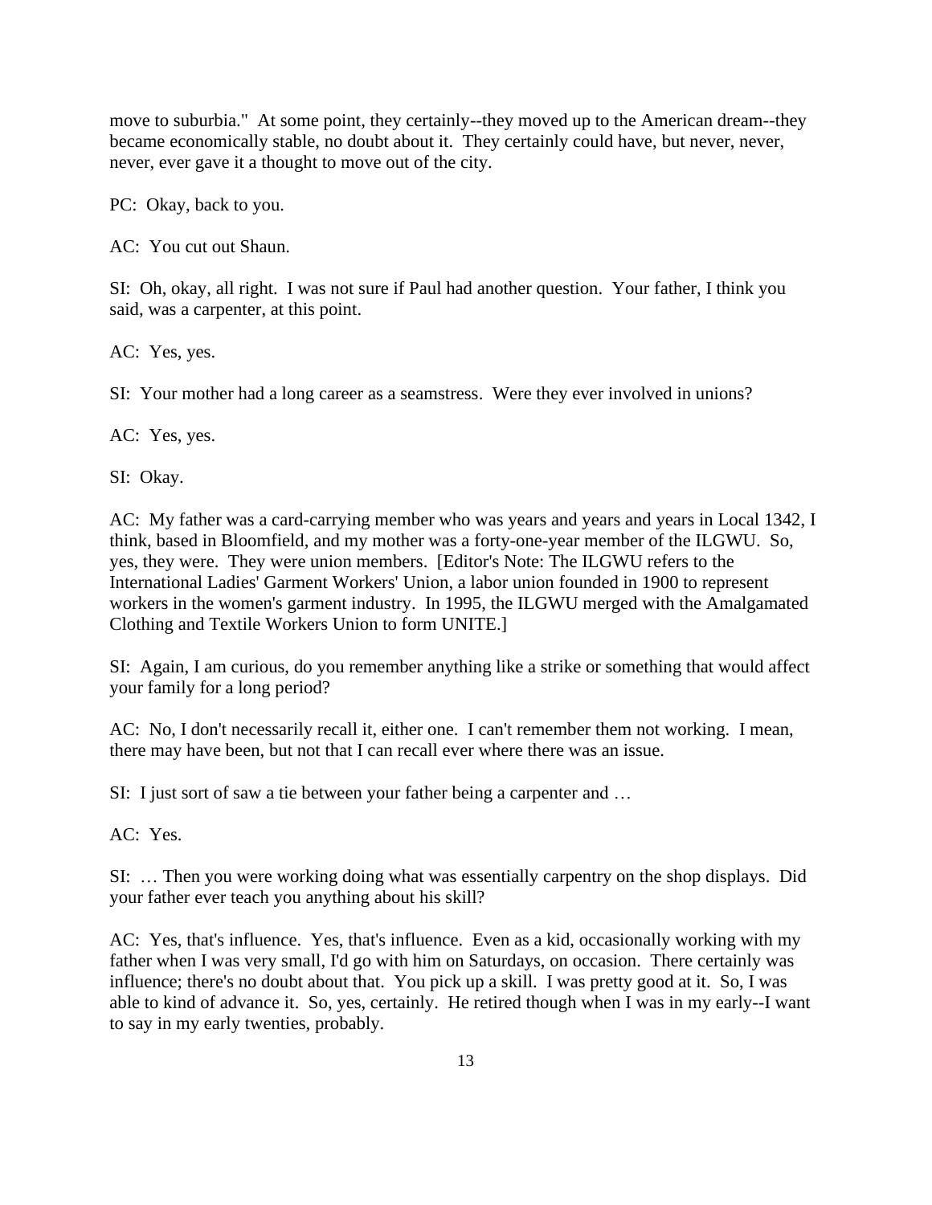move to suburbia." At some point, they certainly--they moved up to the American dream--they became economically stable, no doubt about it. They certainly could have, but never, never, never, ever gave it a thought to move out of the city.

PC: Okay, back to you.

AC: You cut out Shaun.

SI: Oh, okay, all right. I was not sure if Paul had another question. Your father, I think you said, was a carpenter, at this point.

AC: Yes, yes.

SI: Your mother had a long career as a seamstress. Were they ever involved in unions?

AC: Yes, yes.

SI: Okay.

AC: My father was a card-carrying member who was years and years and years in Local 1342, I think, based in Bloomfield, and my mother was a forty-one-year member of the ILGWU. So, yes, they were. They were union members. [Editor's Note: The ILGWU refers to the International Ladies' Garment Workers' Union, a labor union founded in 1900 to represent workers in the women's garment industry. In 1995, the ILGWU merged with the Amalgamated Clothing and Textile Workers Union to form UNITE.]

SI: Again, I am curious, do you remember anything like a strike or something that would affect your family for a long period?

AC: No, I don't necessarily recall it, either one. I can't remember them not working. I mean, there may have been, but not that I can recall ever where there was an issue.

SI: I just sort of saw a tie between your father being a carpenter and …

AC: Yes.

SI: … Then you were working doing what was essentially carpentry on the shop displays. Did your father ever teach you anything about his skill?

AC: Yes, that's influence. Yes, that's influence. Even as a kid, occasionally working with my father when I was very small, I'd go with him on Saturdays, on occasion. There certainly was influence; there's no doubt about that. You pick up a skill. I was pretty good at it. So, I was able to kind of advance it. So, yes, certainly. He retired though when I was in my early--I want to say in my early twenties, probably.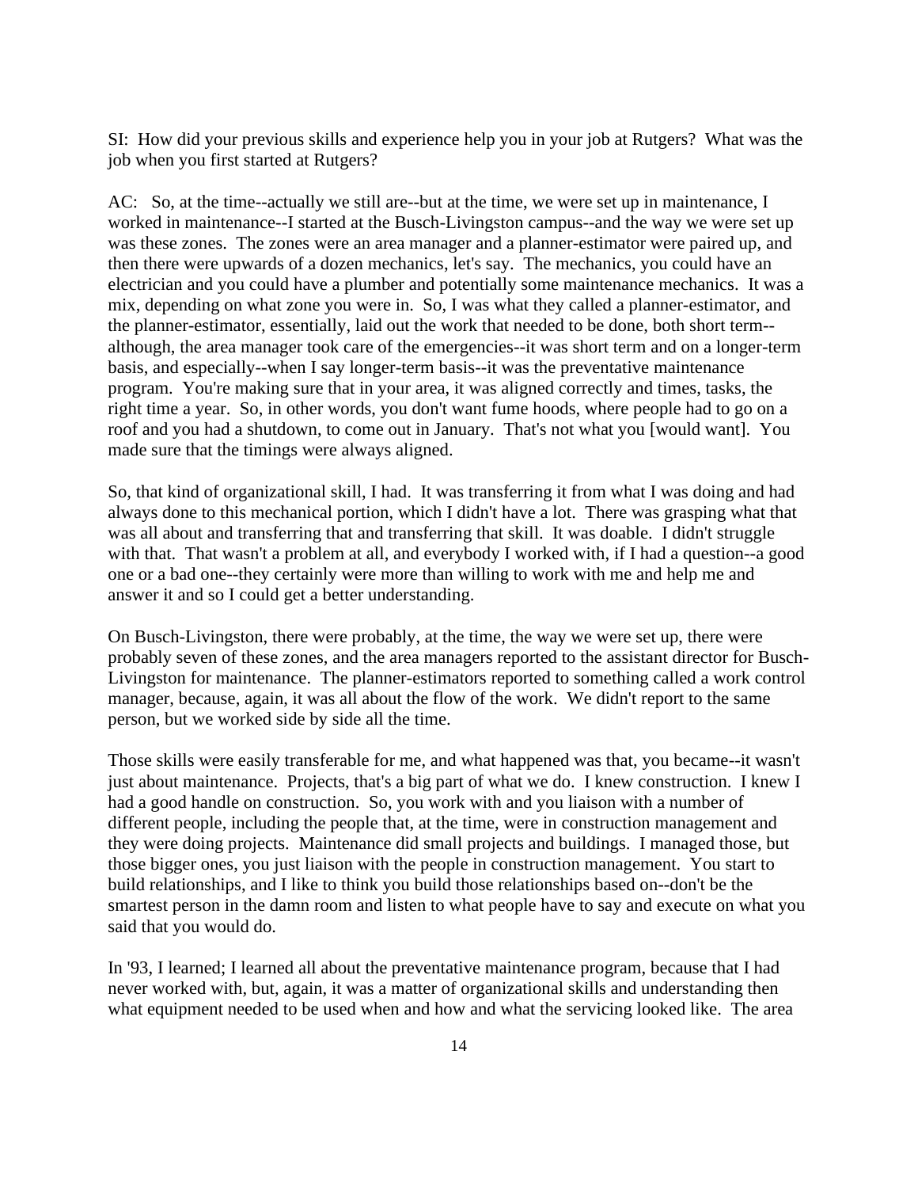SI: How did your previous skills and experience help you in your job at Rutgers? What was the job when you first started at Rutgers?

AC: So, at the time--actually we still are--but at the time, we were set up in maintenance, I worked in maintenance--I started at the Busch-Livingston campus--and the way we were set up was these zones. The zones were an area manager and a planner-estimator were paired up, and then there were upwards of a dozen mechanics, let's say. The mechanics, you could have an electrician and you could have a plumber and potentially some maintenance mechanics. It was a mix, depending on what zone you were in. So, I was what they called a planner-estimator, and the planner-estimator, essentially, laid out the work that needed to be done, both short term--although, the area manager took care of the emergencies--it was short term and on a longer-term basis, and especially--when I say longer-term basis--it was the preventative maintenance program. You're making sure that in your area, it was aligned correctly and times, tasks, the right time a year. So, in other words, you don't want fume hoods, where people had to go on a roof and you had a shutdown, to come out in January. That's not what you [would want]. You made sure that the timings were always aligned.

So, that kind of organizational skill, I had. It was transferring it from what I was doing and had always done to this mechanical portion, which I didn't have a lot. There was grasping what that was all about and transferring that and transferring that skill. It was doable. I didn't struggle with that. That wasn't a problem at all, and everybody I worked with, if I had a question--a good one or a bad one--they certainly were more than willing to work with me and help me and answer it and so I could get a better understanding.

On Busch-Livingston, there were probably, at the time, the way we were set up, there were probably seven of these zones, and the area managers reported to the assistant director for Busch-Livingston for maintenance. The planner-estimators reported to something called a work control manager, because, again, it was all about the flow of the work. We didn't report to the same person, but we worked side by side all the time.

Those skills were easily transferable for me, and what happened was that, you became--it wasn't just about maintenance. Projects, that's a big part of what we do. I knew construction. I knew I had a good handle on construction. So, you work with and you liaison with a number of different people, including the people that, at the time, were in construction management and they were doing projects. Maintenance did small projects and buildings. I managed those, but those bigger ones, you just liaison with the people in construction management. You start to build relationships, and I like to think you build those relationships based on--don't be the smartest person in the damn room and listen to what people have to say and execute on what you said that you would do.

In '93, I learned; I learned all about the preventative maintenance program, because that I had never worked with, but, again, it was a matter of organizational skills and understanding then what equipment needed to be used when and how and what the servicing looked like. The area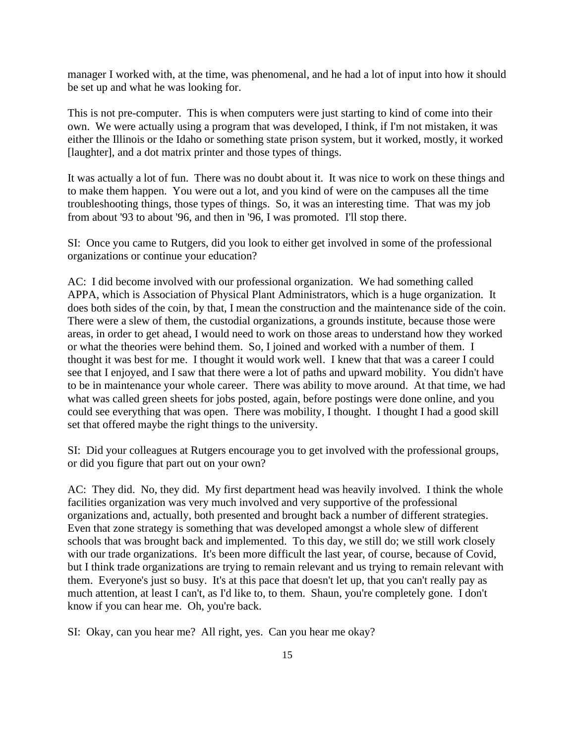manager I worked with, at the time, was phenomenal, and he had a lot of input into how it should be set up and what he was looking for.

This is not pre-computer. This is when computers were just starting to kind of come into their own. We were actually using a program that was developed, I think, if I'm not mistaken, it was either the Illinois or the Idaho or something state prison system, but it worked, mostly, it worked [laughter], and a dot matrix printer and those types of things.

It was actually a lot of fun. There was no doubt about it. It was nice to work on these things and to make them happen. You were out a lot, and you kind of were on the campuses all the time troubleshooting things, those types of things. So, it was an interesting time. That was my job from about '93 to about '96, and then in '96, I was promoted. I'll stop there.

SI: Once you came to Rutgers, did you look to either get involved in some of the professional organizations or continue your education?

AC: I did become involved with our professional organization. We had something called APPA, which is Association of Physical Plant Administrators, which is a huge organization. It does both sides of the coin, by that, I mean the construction and the maintenance side of the coin. There were a slew of them, the custodial organizations, a grounds institute, because those were areas, in order to get ahead, I would need to work on those areas to understand how they worked or what the theories were behind them. So, I joined and worked with a number of them. I thought it was best for me. I thought it would work well. I knew that that was a career I could see that I enjoyed, and I saw that there were a lot of paths and upward mobility. You didn't have to be in maintenance your whole career. There was ability to move around. At that time, we had what was called green sheets for jobs posted, again, before postings were done online, and you could see everything that was open. There was mobility, I thought. I thought I had a good skill set that offered maybe the right things to the university.

SI: Did your colleagues at Rutgers encourage you to get involved with the professional groups, or did you figure that part out on your own?

AC: They did. No, they did. My first department head was heavily involved. I think the whole facilities organization was very much involved and very supportive of the professional organizations and, actually, both presented and brought back a number of different strategies. Even that zone strategy is something that was developed amongst a whole slew of different schools that was brought back and implemented. To this day, we still do; we still work closely with our trade organizations. It's been more difficult the last year, of course, because of Covid, but I think trade organizations are trying to remain relevant and us trying to remain relevant with them. Everyone's just so busy. It's at this pace that doesn't let up, that you can't really pay as much attention, at least I can't, as I'd like to, to them. Shaun, you're completely gone. I don't know if you can hear me. Oh, you're back.

SI: Okay, can you hear me? All right, yes. Can you hear me okay?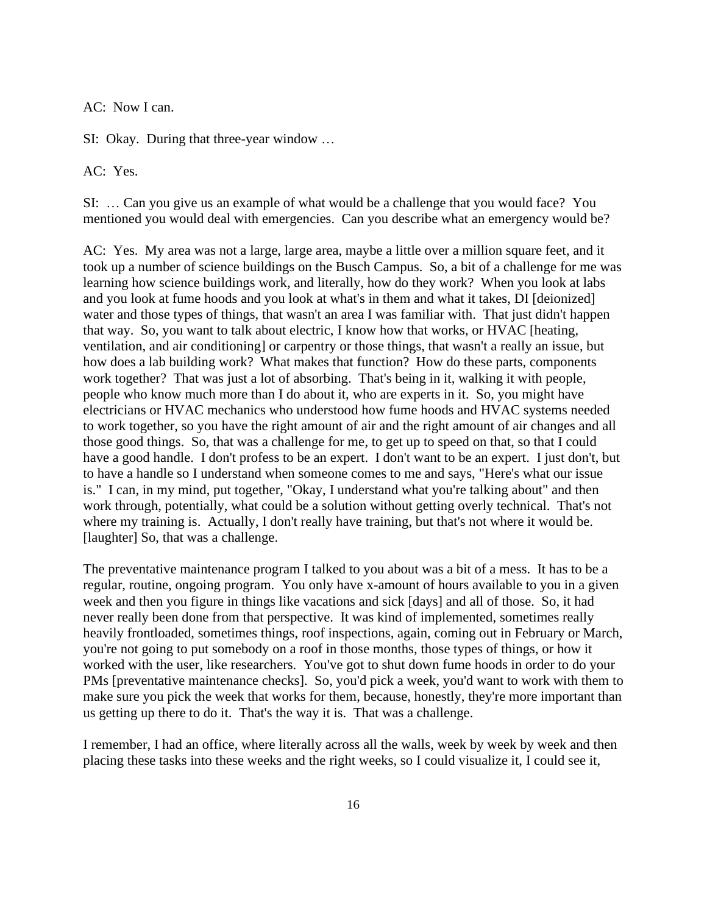AC: Now I can.

SI: Okay. During that three-year window …

AC: Yes.

SI: … Can you give us an example of what would be a challenge that you would face? You mentioned you would deal with emergencies. Can you describe what an emergency would be?

AC: Yes. My area was not a large, large area, maybe a little over a million square feet, and it took up a number of science buildings on the Busch Campus. So, a bit of a challenge for me was learning how science buildings work, and literally, how do they work? When you look at labs and you look at fume hoods and you look at what's in them and what it takes, DI [deionized] water and those types of things, that wasn't an area I was familiar with. That just didn't happen that way. So, you want to talk about electric, I know how that works, or HVAC [heating, ventilation, and air conditioning] or carpentry or those things, that wasn't a really an issue, but how does a lab building work? What makes that function? How do these parts, components work together? That was just a lot of absorbing. That's being in it, walking it with people, people who know much more than I do about it, who are experts in it. So, you might have electricians or HVAC mechanics who understood how fume hoods and HVAC systems needed to work together, so you have the right amount of air and the right amount of air changes and all those good things. So, that was a challenge for me, to get up to speed on that, so that I could have a good handle. I don't profess to be an expert. I don't want to be an expert. I just don't, but to have a handle so I understand when someone comes to me and says, "Here's what our issue is." I can, in my mind, put together, "Okay, I understand what you're talking about" and then work through, potentially, what could be a solution without getting overly technical. That's not where my training is. Actually, I don't really have training, but that's not where it would be. [laughter] So, that was a challenge.

The preventative maintenance program I talked to you about was a bit of a mess. It has to be a regular, routine, ongoing program. You only have x-amount of hours available to you in a given week and then you figure in things like vacations and sick [days] and all of those. So, it had never really been done from that perspective. It was kind of implemented, sometimes really heavily frontloaded, sometimes things, roof inspections, again, coming out in February or March, you're not going to put somebody on a roof in those months, those types of things, or how it worked with the user, like researchers. You've got to shut down fume hoods in order to do your PMs [preventative maintenance checks]. So, you'd pick a week, you'd want to work with them to make sure you pick the week that works for them, because, honestly, they're more important than us getting up there to do it. That's the way it is. That was a challenge.

I remember, I had an office, where literally across all the walls, week by week by week and then placing these tasks into these weeks and the right weeks, so I could visualize it, I could see it,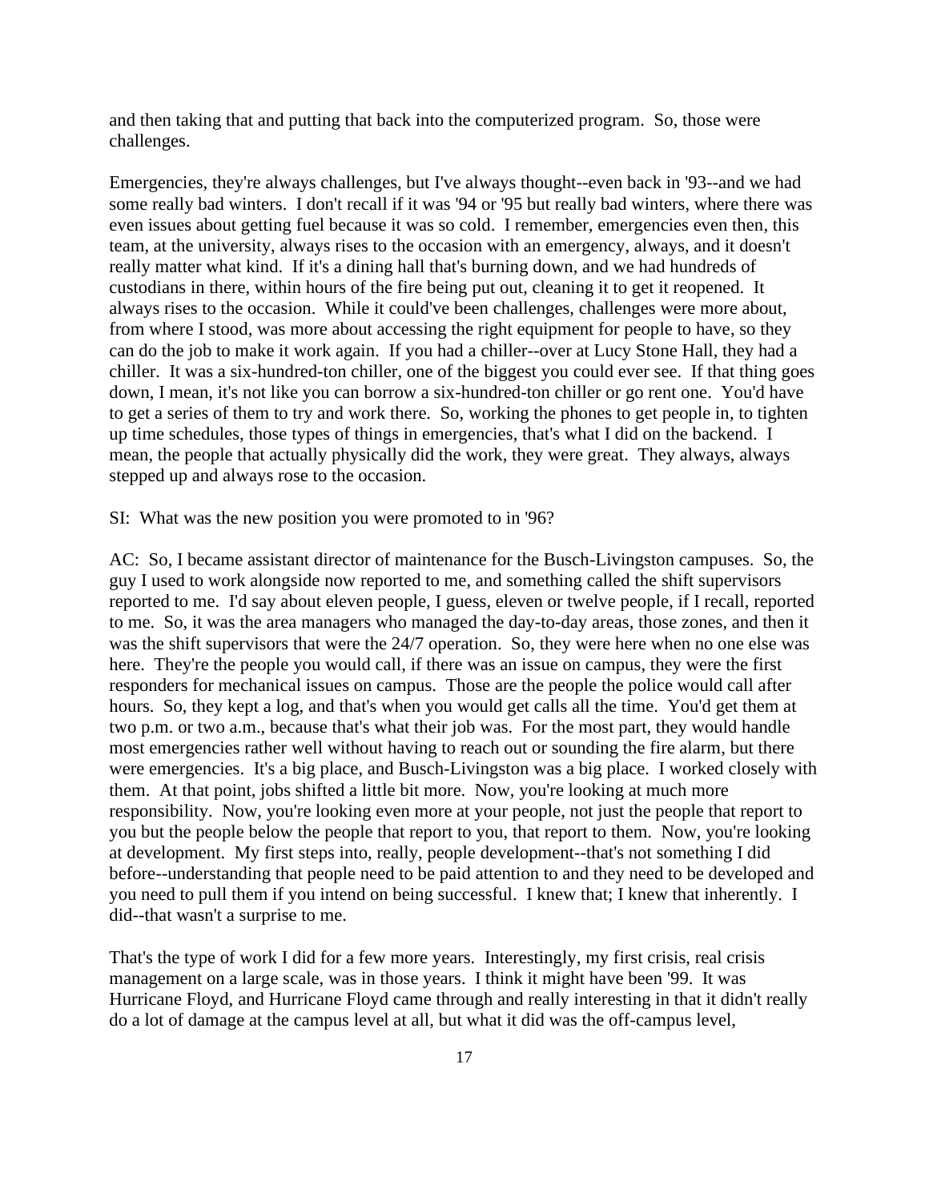and then taking that and putting that back into the computerized program. So, those were challenges.

Emergencies, they're always challenges, but I've always thought--even back in '93--and we had some really bad winters. I don't recall if it was '94 or '95 but really bad winters, where there was even issues about getting fuel because it was so cold. I remember, emergencies even then, this team, at the university, always rises to the occasion with an emergency, always, and it doesn't really matter what kind. If it's a dining hall that's burning down, and we had hundreds of custodians in there, within hours of the fire being put out, cleaning it to get it reopened. It always rises to the occasion. While it could've been challenges, challenges were more about, from where I stood, was more about accessing the right equipment for people to have, so they can do the job to make it work again. If you had a chiller--over at Lucy Stone Hall, they had a chiller. It was a six-hundred-ton chiller, one of the biggest you could ever see. If that thing goes down, I mean, it's not like you can borrow a six-hundred-ton chiller or go rent one. You'd have to get a series of them to try and work there. So, working the phones to get people in, to tighten up time schedules, those types of things in emergencies, that's what I did on the backend. I mean, the people that actually physically did the work, they were great. They always, always stepped up and always rose to the occasion.

SI: What was the new position you were promoted to in '96?

AC: So, I became assistant director of maintenance for the Busch-Livingston campuses. So, the guy I used to work alongside now reported to me, and something called the shift supervisors reported to me. I'd say about eleven people, I guess, eleven or twelve people, if I recall, reported to me. So, it was the area managers who managed the day-to-day areas, those zones, and then it was the shift supervisors that were the 24/7 operation. So, they were here when no one else was here. They're the people you would call, if there was an issue on campus, they were the first responders for mechanical issues on campus. Those are the people the police would call after hours. So, they kept a log, and that's when you would get calls all the time. You'd get them at two p.m. or two a.m., because that's what their job was. For the most part, they would handle most emergencies rather well without having to reach out or sounding the fire alarm, but there were emergencies. It's a big place, and Busch-Livingston was a big place. I worked closely with them. At that point, jobs shifted a little bit more. Now, you're looking at much more responsibility. Now, you're looking even more at your people, not just the people that report to you but the people below the people that report to you, that report to them. Now, you're looking at development. My first steps into, really, people development--that's not something I did before--understanding that people need to be paid attention to and they need to be developed and you need to pull them if you intend on being successful. I knew that; I knew that inherently. I did--that wasn't a surprise to me.

That's the type of work I did for a few more years. Interestingly, my first crisis, real crisis management on a large scale, was in those years. I think it might have been '99. It was Hurricane Floyd, and Hurricane Floyd came through and really interesting in that it didn't really do a lot of damage at the campus level at all, but what it did was the off-campus level,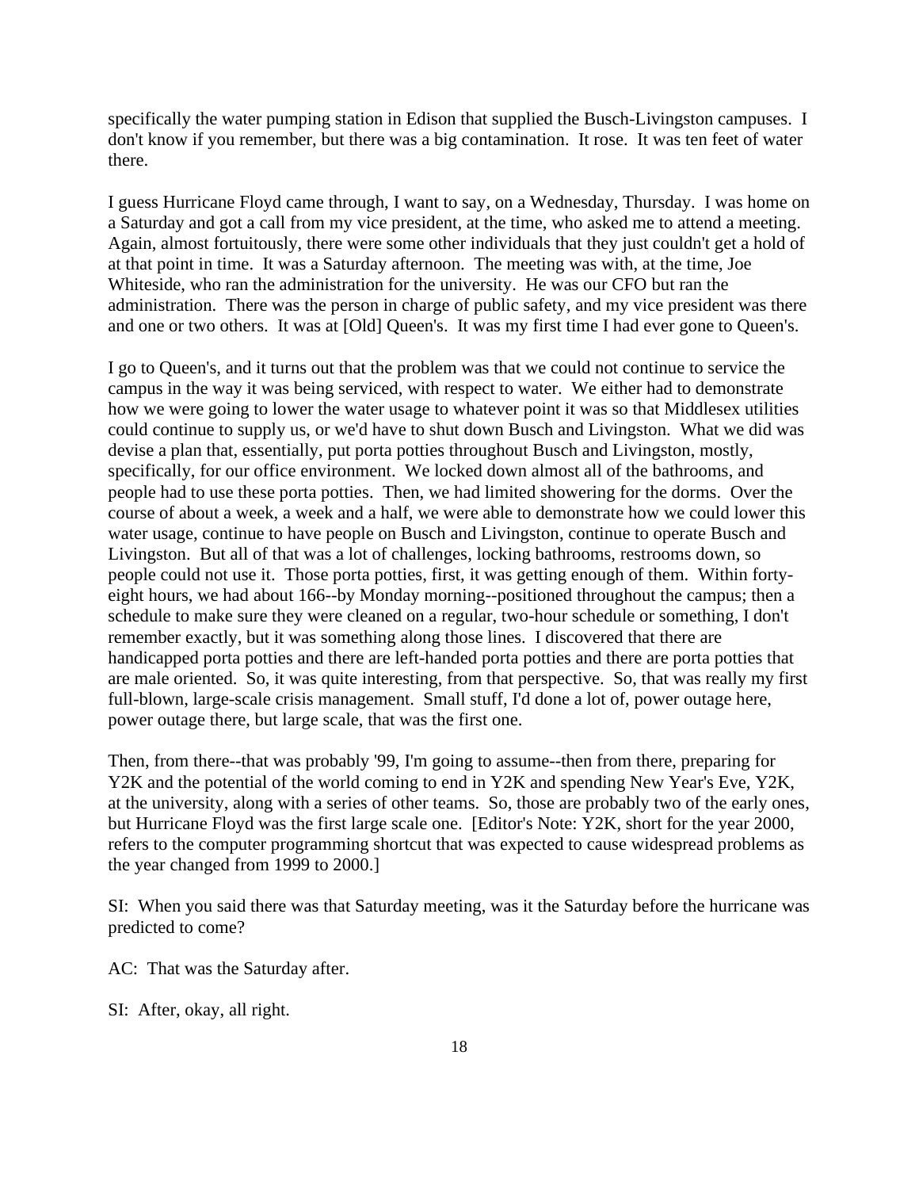specifically the water pumping station in Edison that supplied the Busch-Livingston campuses. I don't know if you remember, but there was a big contamination. It rose. It was ten feet of water there.

I guess Hurricane Floyd came through, I want to say, on a Wednesday, Thursday. I was home on a Saturday and got a call from my vice president, at the time, who asked me to attend a meeting. Again, almost fortuitously, there were some other individuals that they just couldn't get a hold of at that point in time. It was a Saturday afternoon. The meeting was with, at the time, Joe Whiteside, who ran the administration for the university. He was our CFO but ran the administration. There was the person in charge of public safety, and my vice president was there and one or two others. It was at [Old] Queen's. It was my first time I had ever gone to Queen's.

I go to Queen's, and it turns out that the problem was that we could not continue to service the campus in the way it was being serviced, with respect to water. We either had to demonstrate how we were going to lower the water usage to whatever point it was so that Middlesex utilities could continue to supply us, or we'd have to shut down Busch and Livingston. What we did was devise a plan that, essentially, put porta potties throughout Busch and Livingston, mostly, specifically, for our office environment. We locked down almost all of the bathrooms, and people had to use these porta potties. Then, we had limited showering for the dorms. Over the course of about a week, a week and a half, we were able to demonstrate how we could lower this water usage, continue to have people on Busch and Livingston, continue to operate Busch and Livingston. But all of that was a lot of challenges, locking bathrooms, restrooms down, so people could not use it. Those porta potties, first, it was getting enough of them. Within forty-eight hours, we had about 166--by Monday morning--positioned throughout the campus; then a schedule to make sure they were cleaned on a regular, two-hour schedule or something, I don't remember exactly, but it was something along those lines. I discovered that there are handicapped porta potties and there are left-handed porta potties and there are porta potties that are male oriented. So, it was quite interesting, from that perspective. So, that was really my first full-blown, large-scale crisis management. Small stuff, I'd done a lot of, power outage here, power outage there, but large scale, that was the first one.

Then, from there--that was probably '99, I'm going to assume--then from there, preparing for Y2K and the potential of the world coming to end in Y2K and spending New Year's Eve, Y2K, at the university, along with a series of other teams. So, those are probably two of the early ones, but Hurricane Floyd was the first large scale one. [Editor's Note: Y2K, short for the year 2000, refers to the computer programming shortcut that was expected to cause widespread problems as the year changed from 1999 to 2000.]

SI: When you said there was that Saturday meeting, was it the Saturday before the hurricane was predicted to come?

AC: That was the Saturday after.

SI: After, okay, all right.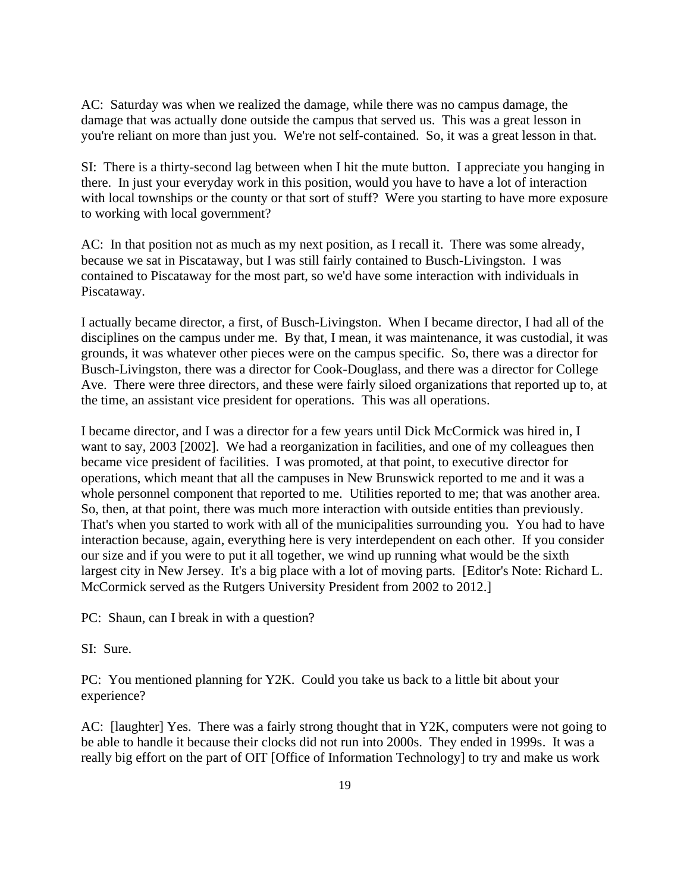AC: Saturday was when we realized the damage, while there was no campus damage, the damage that was actually done outside the campus that served us. This was a great lesson in you're reliant on more than just you. We're not self-contained. So, it was a great lesson in that.

SI: There is a thirty-second lag between when I hit the mute button. I appreciate you hanging in there. In just your everyday work in this position, would you have to have a lot of interaction with local townships or the county or that sort of stuff? Were you starting to have more exposure to working with local government?

AC: In that position not as much as my next position, as I recall it. There was some already, because we sat in Piscataway, but I was still fairly contained to Busch-Livingston. I was contained to Piscataway for the most part, so we'd have some interaction with individuals in Piscataway.

I actually became director, a first, of Busch-Livingston. When I became director, I had all of the disciplines on the campus under me. By that, I mean, it was maintenance, it was custodial, it was grounds, it was whatever other pieces were on the campus specific. So, there was a director for Busch-Livingston, there was a director for Cook-Douglass, and there was a director for College Ave. There were three directors, and these were fairly siloed organizations that reported up to, at the time, an assistant vice president for operations. This was all operations.

I became director, and I was a director for a few years until Dick McCormick was hired in, I want to say, 2003 [2002]. We had a reorganization in facilities, and one of my colleagues then became vice president of facilities. I was promoted, at that point, to executive director for operations, which meant that all the campuses in New Brunswick reported to me and it was a whole personnel component that reported to me. Utilities reported to me; that was another area. So, then, at that point, there was much more interaction with outside entities than previously. That's when you started to work with all of the municipalities surrounding you. You had to have interaction because, again, everything here is very interdependent on each other. If you consider our size and if you were to put it all together, we wind up running what would be the sixth largest city in New Jersey. It's a big place with a lot of moving parts. [Editor's Note: Richard L. McCormick served as the Rutgers University President from 2002 to 2012.]

PC: Shaun, can I break in with a question?

SI: Sure.

PC: You mentioned planning for Y2K. Could you take us back to a little bit about your experience?

AC: [laughter] Yes. There was a fairly strong thought that in Y2K, computers were not going to be able to handle it because their clocks did not run into 2000s. They ended in 1999s. It was a really big effort on the part of OIT [Office of Information Technology] to try and make us work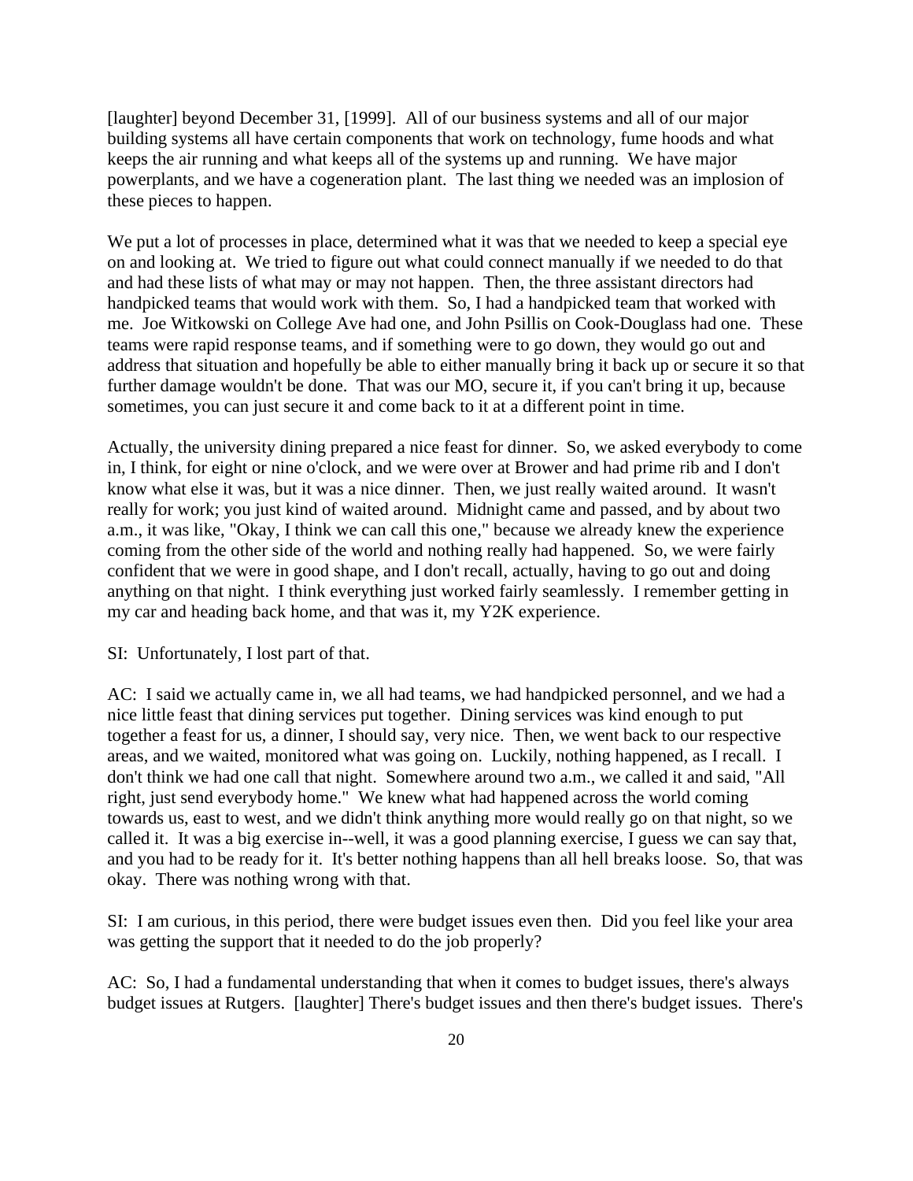[laughter] beyond December 31, [1999]. All of our business systems and all of our major building systems all have certain components that work on technology, fume hoods and what keeps the air running and what keeps all of the systems up and running. We have major powerplants, and we have a cogeneration plant. The last thing we needed was an implosion of these pieces to happen.

We put a lot of processes in place, determined what it was that we needed to keep a special eye on and looking at. We tried to figure out what could connect manually if we needed to do that and had these lists of what may or may not happen. Then, the three assistant directors had handpicked teams that would work with them. So, I had a handpicked team that worked with me. Joe Witkowski on College Ave had one, and John Psillis on Cook-Douglass had one. These teams were rapid response teams, and if something were to go down, they would go out and address that situation and hopefully be able to either manually bring it back up or secure it so that further damage wouldn't be done. That was our MO, secure it, if you can't bring it up, because sometimes, you can just secure it and come back to it at a different point in time.

Actually, the university dining prepared a nice feast for dinner. So, we asked everybody to come in, I think, for eight or nine o'clock, and we were over at Brower and had prime rib and I don't know what else it was, but it was a nice dinner. Then, we just really waited around. It wasn't really for work; you just kind of waited around. Midnight came and passed, and by about two a.m., it was like, "Okay, I think we can call this one," because we already knew the experience coming from the other side of the world and nothing really had happened. So, we were fairly confident that we were in good shape, and I don't recall, actually, having to go out and doing anything on that night. I think everything just worked fairly seamlessly. I remember getting in my car and heading back home, and that was it, my Y2K experience.

SI: Unfortunately, I lost part of that.

AC: I said we actually came in, we all had teams, we had handpicked personnel, and we had a nice little feast that dining services put together. Dining services was kind enough to put together a feast for us, a dinner, I should say, very nice. Then, we went back to our respective areas, and we waited, monitored what was going on. Luckily, nothing happened, as I recall. I don't think we had one call that night. Somewhere around two a.m., we called it and said, "All right, just send everybody home." We knew what had happened across the world coming towards us, east to west, and we didn't think anything more would really go on that night, so we called it. It was a big exercise in--well, it was a good planning exercise, I guess we can say that, and you had to be ready for it. It's better nothing happens than all hell breaks loose. So, that was okay. There was nothing wrong with that.

SI: I am curious, in this period, there were budget issues even then. Did you feel like your area was getting the support that it needed to do the job properly?

AC: So, I had a fundamental understanding that when it comes to budget issues, there's always budget issues at Rutgers. [laughter] There's budget issues and then there's budget issues. There's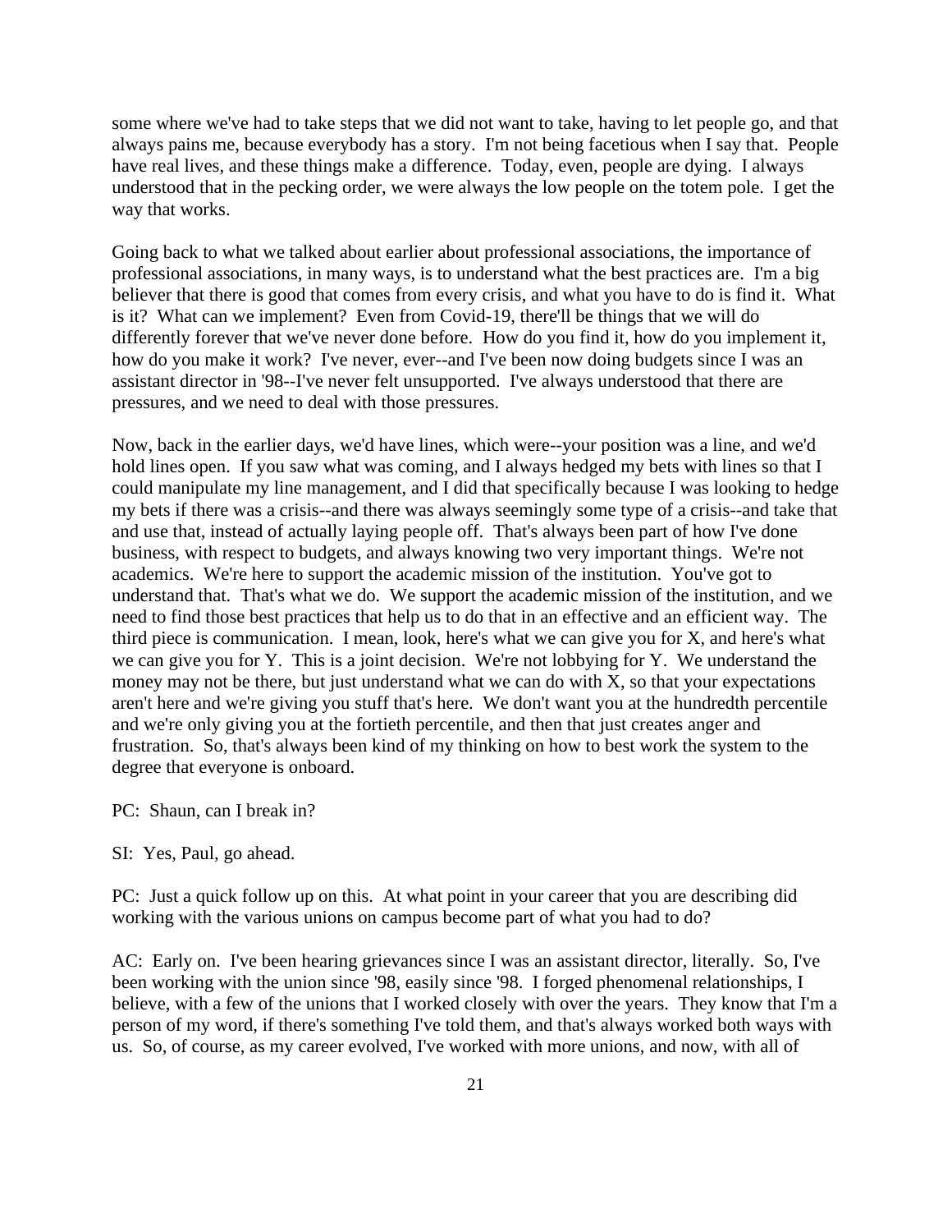some where we've had to take steps that we did not want to take, having to let people go, and that always pains me, because everybody has a story. I'm not being facetious when I say that. People have real lives, and these things make a difference. Today, even, people are dying. I always understood that in the pecking order, we were always the low people on the totem pole. I get the way that works.

Going back to what we talked about earlier about professional associations, the importance of professional associations, in many ways, is to understand what the best practices are. I'm a big believer that there is good that comes from every crisis, and what you have to do is find it. What is it? What can we implement? Even from Covid-19, there'll be things that we will do differently forever that we've never done before. How do you find it, how do you implement it, how do you make it work? I've never, ever--and I've been now doing budgets since I was an assistant director in '98--I've never felt unsupported. I've always understood that there are pressures, and we need to deal with those pressures.

Now, back in the earlier days, we'd have lines, which were--your position was a line, and we'd hold lines open. If you saw what was coming, and I always hedged my bets with lines so that I could manipulate my line management, and I did that specifically because I was looking to hedge my bets if there was a crisis--and there was always seemingly some type of a crisis--and take that and use that, instead of actually laying people off. That's always been part of how I've done business, with respect to budgets, and always knowing two very important things. We're not academics. We're here to support the academic mission of the institution. You've got to understand that. That's what we do. We support the academic mission of the institution, and we need to find those best practices that help us to do that in an effective and an efficient way. The third piece is communication. I mean, look, here's what we can give you for X, and here's what we can give you for Y. This is a joint decision. We're not lobbying for Y. We understand the money may not be there, but just understand what we can do with X, so that your expectations aren't here and we're giving you stuff that's here. We don't want you at the hundredth percentile and we're only giving you at the fortieth percentile, and then that just creates anger and frustration. So, that's always been kind of my thinking on how to best work the system to the degree that everyone is onboard.

PC: Shaun, can I break in?

SI: Yes, Paul, go ahead.

PC: Just a quick follow up on this. At what point in your career that you are describing did working with the various unions on campus become part of what you had to do?

AC: Early on. I've been hearing grievances since I was an assistant director, literally. So, I've been working with the union since '98, easily since '98. I forged phenomenal relationships, I believe, with a few of the unions that I worked closely with over the years. They know that I'm a person of my word, if there's something I've told them, and that's always worked both ways with us. So, of course, as my career evolved, I've worked with more unions, and now, with all of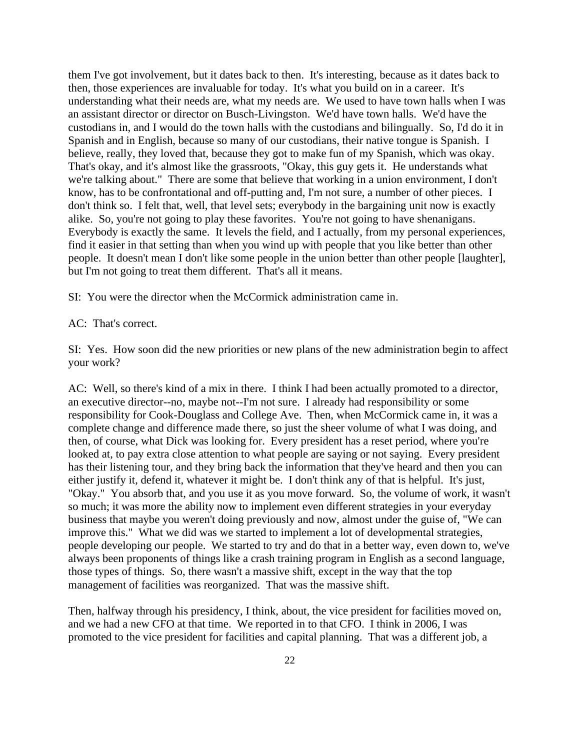them I've got involvement, but it dates back to then. It's interesting, because as it dates back to then, those experiences are invaluable for today. It's what you build on in a career. It's understanding what their needs are, what my needs are. We used to have town halls when I was an assistant director or director on Busch-Livingston. We'd have town halls. We'd have the custodians in, and I would do the town halls with the custodians and bilingually. So, I'd do it in Spanish and in English, because so many of our custodians, their native tongue is Spanish. I believe, really, they loved that, because they got to make fun of my Spanish, which was okay. That's okay, and it's almost like the grassroots, "Okay, this guy gets it. He understands what we're talking about." There are some that believe that working in a union environment, I don't know, has to be confrontational and off-putting and, I'm not sure, a number of other pieces. I don't think so. I felt that, well, that level sets; everybody in the bargaining unit now is exactly alike. So, you're not going to play these favorites. You're not going to have shenanigans. Everybody is exactly the same. It levels the field, and I actually, from my personal experiences, find it easier in that setting than when you wind up with people that you like better than other people. It doesn't mean I don't like some people in the union better than other people [laughter], but I'm not going to treat them different. That's all it means.

SI: You were the director when the McCormick administration came in.

AC: That's correct.

SI: Yes. How soon did the new priorities or new plans of the new administration begin to affect your work?

AC: Well, so there's kind of a mix in there. I think I had been actually promoted to a director, an executive director--no, maybe not--I'm not sure. I already had responsibility or some responsibility for Cook-Douglass and College Ave. Then, when McCormick came in, it was a complete change and difference made there, so just the sheer volume of what I was doing, and then, of course, what Dick was looking for. Every president has a reset period, where you're looked at, to pay extra close attention to what people are saying or not saying. Every president has their listening tour, and they bring back the information that they've heard and then you can either justify it, defend it, whatever it might be. I don't think any of that is helpful. It's just, "Okay." You absorb that, and you use it as you move forward. So, the volume of work, it wasn't so much; it was more the ability now to implement even different strategies in your everyday business that maybe you weren't doing previously and now, almost under the guise of, "We can improve this." What we did was we started to implement a lot of developmental strategies, people developing our people. We started to try and do that in a better way, even down to, we've always been proponents of things like a crash training program in English as a second language, those types of things. So, there wasn't a massive shift, except in the way that the top management of facilities was reorganized. That was the massive shift.

Then, halfway through his presidency, I think, about, the vice president for facilities moved on, and we had a new CFO at that time. We reported in to that CFO. I think in 2006, I was promoted to the vice president for facilities and capital planning. That was a different job, a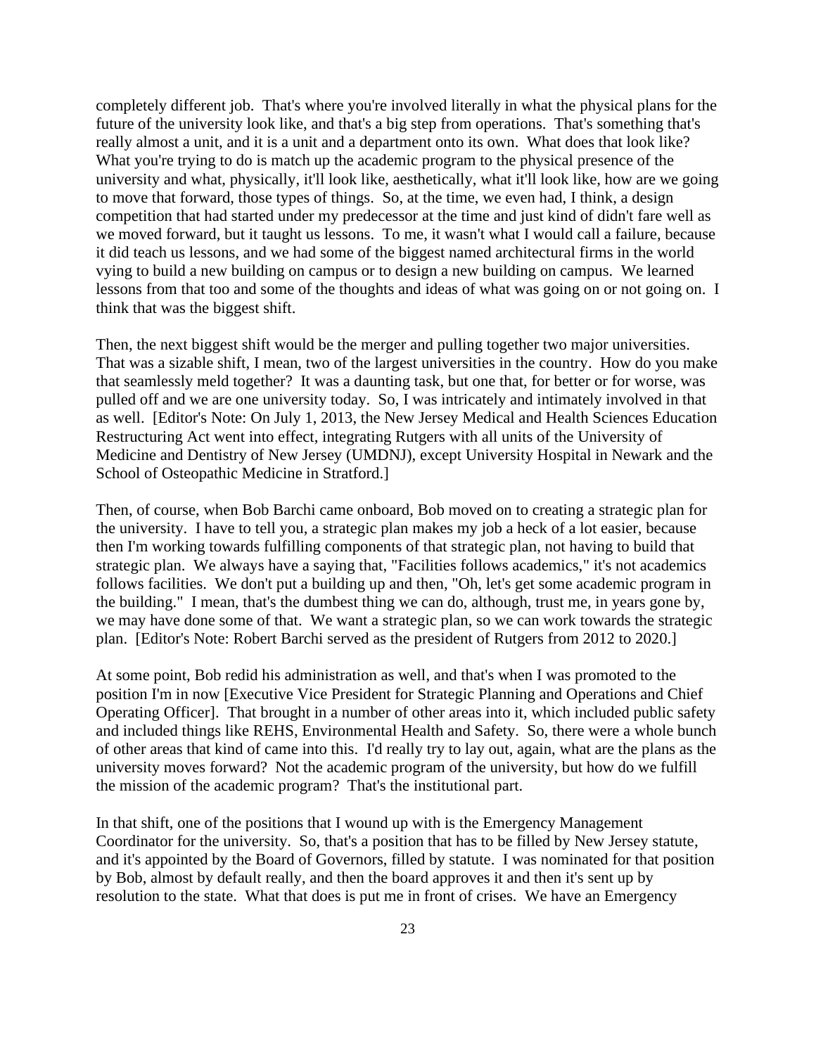completely different job. That's where you're involved literally in what the physical plans for the future of the university look like, and that's a big step from operations. That's something that's really almost a unit, and it is a unit and a department onto its own. What does that look like? What you're trying to do is match up the academic program to the physical presence of the university and what, physically, it'll look like, aesthetically, what it'll look like, how are we going to move that forward, those types of things. So, at the time, we even had, I think, a design competition that had started under my predecessor at the time and just kind of didn't fare well as we moved forward, but it taught us lessons. To me, it wasn't what I would call a failure, because it did teach us lessons, and we had some of the biggest named architectural firms in the world vying to build a new building on campus or to design a new building on campus. We learned lessons from that too and some of the thoughts and ideas of what was going on or not going on. I think that was the biggest shift.

Then, the next biggest shift would be the merger and pulling together two major universities. That was a sizable shift, I mean, two of the largest universities in the country. How do you make that seamlessly meld together? It was a daunting task, but one that, for better or for worse, was pulled off and we are one university today. So, I was intricately and intimately involved in that as well. [Editor's Note: On July 1, 2013, the New Jersey Medical and Health Sciences Education Restructuring Act went into effect, integrating Rutgers with all units of the University of Medicine and Dentistry of New Jersey (UMDNJ), except University Hospital in Newark and the School of Osteopathic Medicine in Stratford.]

Then, of course, when Bob Barchi came onboard, Bob moved on to creating a strategic plan for the university. I have to tell you, a strategic plan makes my job a heck of a lot easier, because then I'm working towards fulfilling components of that strategic plan, not having to build that strategic plan. We always have a saying that, "Facilities follows academics," it's not academics follows facilities. We don't put a building up and then, "Oh, let's get some academic program in the building." I mean, that's the dumbest thing we can do, although, trust me, in years gone by, we may have done some of that. We want a strategic plan, so we can work towards the strategic plan. [Editor's Note: Robert Barchi served as the president of Rutgers from 2012 to 2020.]

At some point, Bob redid his administration as well, and that's when I was promoted to the position I'm in now [Executive Vice President for Strategic Planning and Operations and Chief Operating Officer]. That brought in a number of other areas into it, which included public safety and included things like REHS, Environmental Health and Safety. So, there were a whole bunch of other areas that kind of came into this. I'd really try to lay out, again, what are the plans as the university moves forward? Not the academic program of the university, but how do we fulfill the mission of the academic program? That's the institutional part.

In that shift, one of the positions that I wound up with is the Emergency Management Coordinator for the university. So, that's a position that has to be filled by New Jersey statute, and it's appointed by the Board of Governors, filled by statute. I was nominated for that position by Bob, almost by default really, and then the board approves it and then it's sent up by resolution to the state. What that does is put me in front of crises. We have an Emergency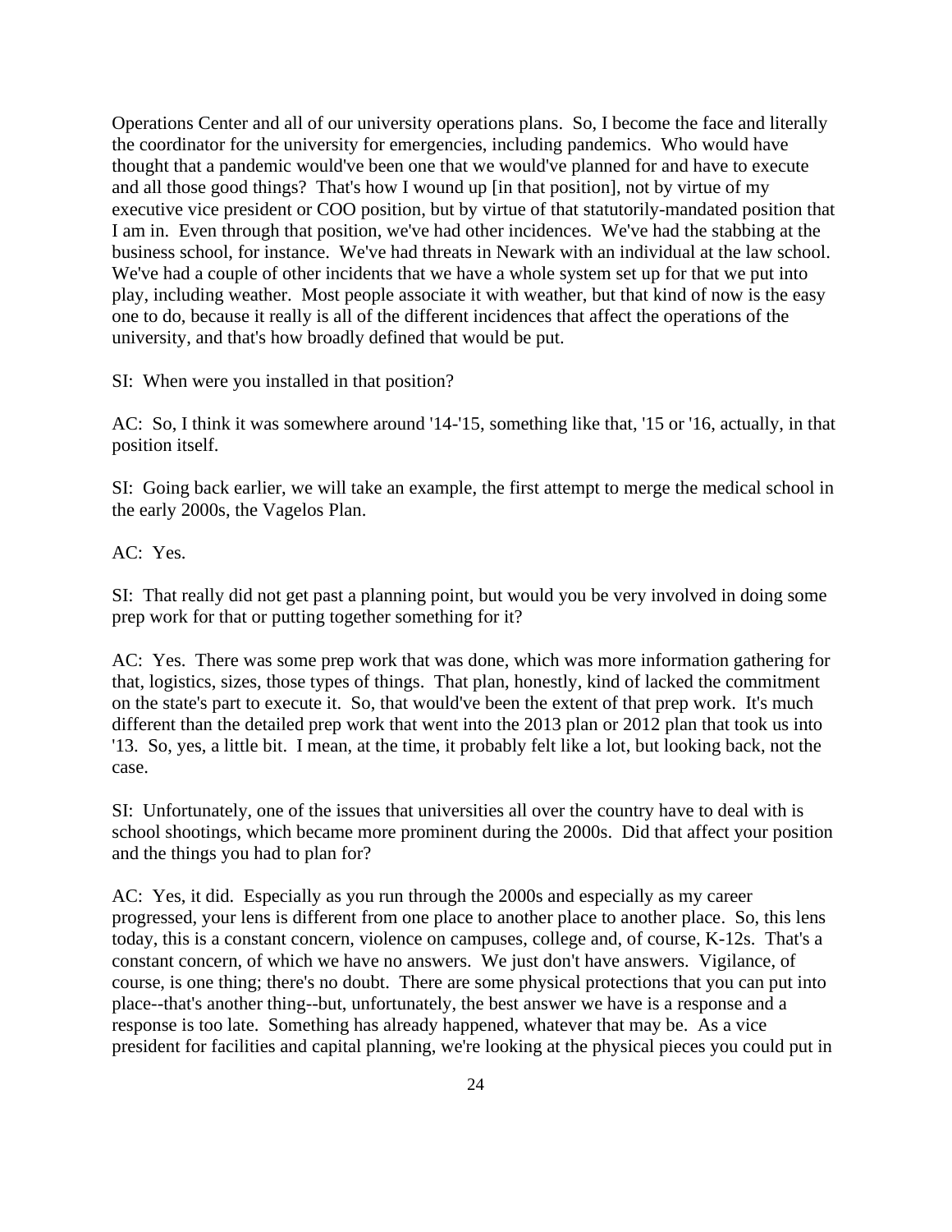Operations Center and all of our university operations plans. So, I become the face and literally the coordinator for the university for emergencies, including pandemics. Who would have thought that a pandemic would've been one that we would've planned for and have to execute and all those good things? That's how I wound up [in that position], not by virtue of my executive vice president or COO position, but by virtue of that statutorily-mandated position that I am in. Even through that position, we've had other incidences. We've had the stabbing at the business school, for instance. We've had threats in Newark with an individual at the law school. We've had a couple of other incidents that we have a whole system set up for that we put into play, including weather. Most people associate it with weather, but that kind of now is the easy one to do, because it really is all of the different incidences that affect the operations of the university, and that's how broadly defined that would be put.

SI: When were you installed in that position?

AC: So, I think it was somewhere around '14-'15, something like that, '15 or '16, actually, in that position itself.

SI: Going back earlier, we will take an example, the first attempt to merge the medical school in the early 2000s, the Vagelos Plan.

AC: Yes.

SI: That really did not get past a planning point, but would you be very involved in doing some prep work for that or putting together something for it?

AC: Yes. There was some prep work that was done, which was more information gathering for that, logistics, sizes, those types of things. That plan, honestly, kind of lacked the commitment on the state's part to execute it. So, that would've been the extent of that prep work. It's much different than the detailed prep work that went into the 2013 plan or 2012 plan that took us into '13. So, yes, a little bit. I mean, at the time, it probably felt like a lot, but looking back, not the case.

SI: Unfortunately, one of the issues that universities all over the country have to deal with is school shootings, which became more prominent during the 2000s. Did that affect your position and the things you had to plan for?

AC: Yes, it did. Especially as you run through the 2000s and especially as my career progressed, your lens is different from one place to another place to another place. So, this lens today, this is a constant concern, violence on campuses, college and, of course, K-12s. That's a constant concern, of which we have no answers. We just don't have answers. Vigilance, of course, is one thing; there's no doubt. There are some physical protections that you can put into place--that's another thing--but, unfortunately, the best answer we have is a response and a response is too late. Something has already happened, whatever that may be. As a vice president for facilities and capital planning, we're looking at the physical pieces you could put in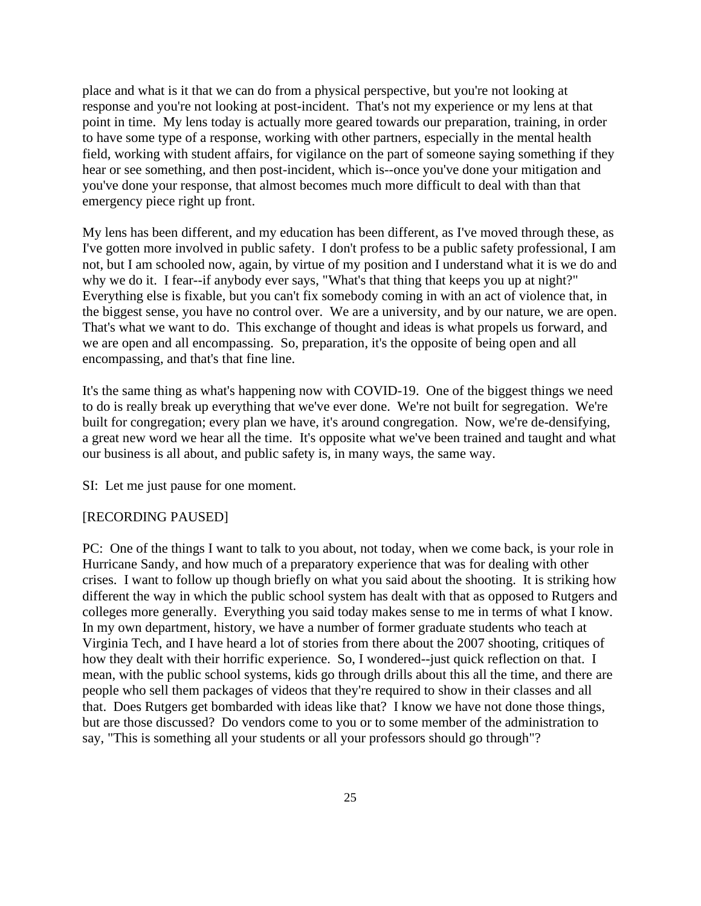place and what is it that we can do from a physical perspective, but you're not looking at response and you're not looking at post-incident. That's not my experience or my lens at that point in time. My lens today is actually more geared towards our preparation, training, in order to have some type of a response, working with other partners, especially in the mental health field, working with student affairs, for vigilance on the part of someone saying something if they hear or see something, and then post-incident, which is--once you've done your mitigation and you've done your response, that almost becomes much more difficult to deal with than that emergency piece right up front.

My lens has been different, and my education has been different, as I've moved through these, as I've gotten more involved in public safety. I don't profess to be a public safety professional, I am not, but I am schooled now, again, by virtue of my position and I understand what it is we do and why we do it. I fear--if anybody ever says, "What's that thing that keeps you up at night?" Everything else is fixable, but you can't fix somebody coming in with an act of violence that, in the biggest sense, you have no control over. We are a university, and by our nature, we are open. That's what we want to do. This exchange of thought and ideas is what propels us forward, and we are open and all encompassing. So, preparation, it's the opposite of being open and all encompassing, and that's that fine line.

It's the same thing as what's happening now with COVID-19. One of the biggest things we need to do is really break up everything that we've ever done. We're not built for segregation. We're built for congregation; every plan we have, it's around congregation. Now, we're de-densifying, a great new word we hear all the time. It's opposite what we've been trained and taught and what our business is all about, and public safety is, in many ways, the same way.

SI: Let me just pause for one moment.

[RECORDING PAUSED]

PC: One of the things I want to talk to you about, not today, when we come back, is your role in Hurricane Sandy, and how much of a preparatory experience that was for dealing with other crises. I want to follow up though briefly on what you said about the shooting. It is striking how different the way in which the public school system has dealt with that as opposed to Rutgers and colleges more generally. Everything you said today makes sense to me in terms of what I know. In my own department, history, we have a number of former graduate students who teach at Virginia Tech, and I have heard a lot of stories from there about the 2007 shooting, critiques of how they dealt with their horrific experience. So, I wondered--just quick reflection on that. I mean, with the public school systems, kids go through drills about this all the time, and there are people who sell them packages of videos that they're required to show in their classes and all that. Does Rutgers get bombarded with ideas like that? I know we have not done those things, but are those discussed? Do vendors come to you or to some member of the administration to say, "This is something all your students or all your professors should go through"?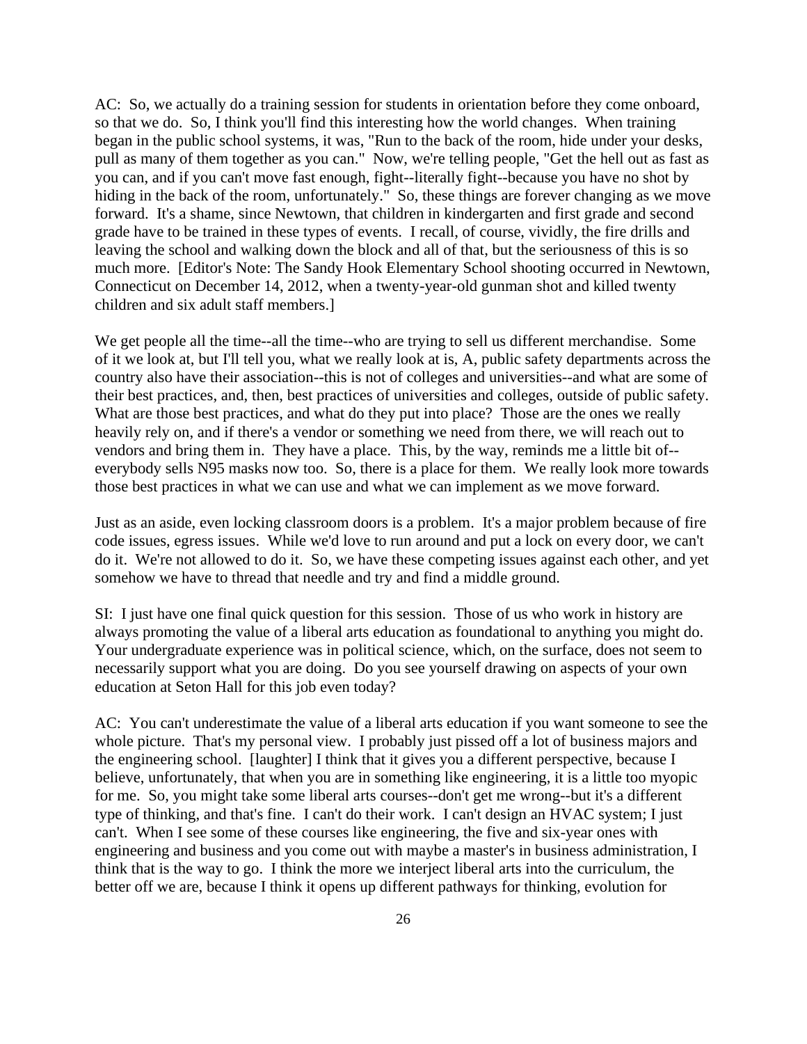AC: So, we actually do a training session for students in orientation before they come onboard, so that we do. So, I think you'll find this interesting how the world changes. When training began in the public school systems, it was, "Run to the back of the room, hide under your desks, pull as many of them together as you can." Now, we're telling people, "Get the hell out as fast as you can, and if you can't move fast enough, fight--literally fight--because you have no shot by hiding in the back of the room, unfortunately." So, these things are forever changing as we move forward. It's a shame, since Newtown, that children in kindergarten and first grade and second grade have to be trained in these types of events. I recall, of course, vividly, the fire drills and leaving the school and walking down the block and all of that, but the seriousness of this is so much more. [Editor's Note: The Sandy Hook Elementary School shooting occurred in Newtown, Connecticut on December 14, 2012, when a twenty-year-old gunman shot and killed twenty children and six adult staff members.]

We get people all the time--all the time--who are trying to sell us different merchandise. Some of it we look at, but I'll tell you, what we really look at is, A, public safety departments across the country also have their association--this is not of colleges and universities--and what are some of their best practices, and, then, best practices of universities and colleges, outside of public safety. What are those best practices, and what do they put into place? Those are the ones we really heavily rely on, and if there's a vendor or something we need from there, we will reach out to vendors and bring them in. They have a place. This, by the way, reminds me a little bit of--everybody sells N95 masks now too. So, there is a place for them. We really look more towards those best practices in what we can use and what we can implement as we move forward.

Just as an aside, even locking classroom doors is a problem. It's a major problem because of fire code issues, egress issues. While we'd love to run around and put a lock on every door, we can't do it. We're not allowed to do it. So, we have these competing issues against each other, and yet somehow we have to thread that needle and try and find a middle ground.

SI: I just have one final quick question for this session. Those of us who work in history are always promoting the value of a liberal arts education as foundational to anything you might do. Your undergraduate experience was in political science, which, on the surface, does not seem to necessarily support what you are doing. Do you see yourself drawing on aspects of your own education at Seton Hall for this job even today?

AC: You can't underestimate the value of a liberal arts education if you want someone to see the whole picture. That's my personal view. I probably just pissed off a lot of business majors and the engineering school. [laughter] I think that it gives you a different perspective, because I believe, unfortunately, that when you are in something like engineering, it is a little too myopic for me. So, you might take some liberal arts courses--don't get me wrong--but it's a different type of thinking, and that's fine. I can't do their work. I can't design an HVAC system; I just can't. When I see some of these courses like engineering, the five and six-year ones with engineering and business and you come out with maybe a master's in business administration, I think that is the way to go. I think the more we interject liberal arts into the curriculum, the better off we are, because I think it opens up different pathways for thinking, evolution for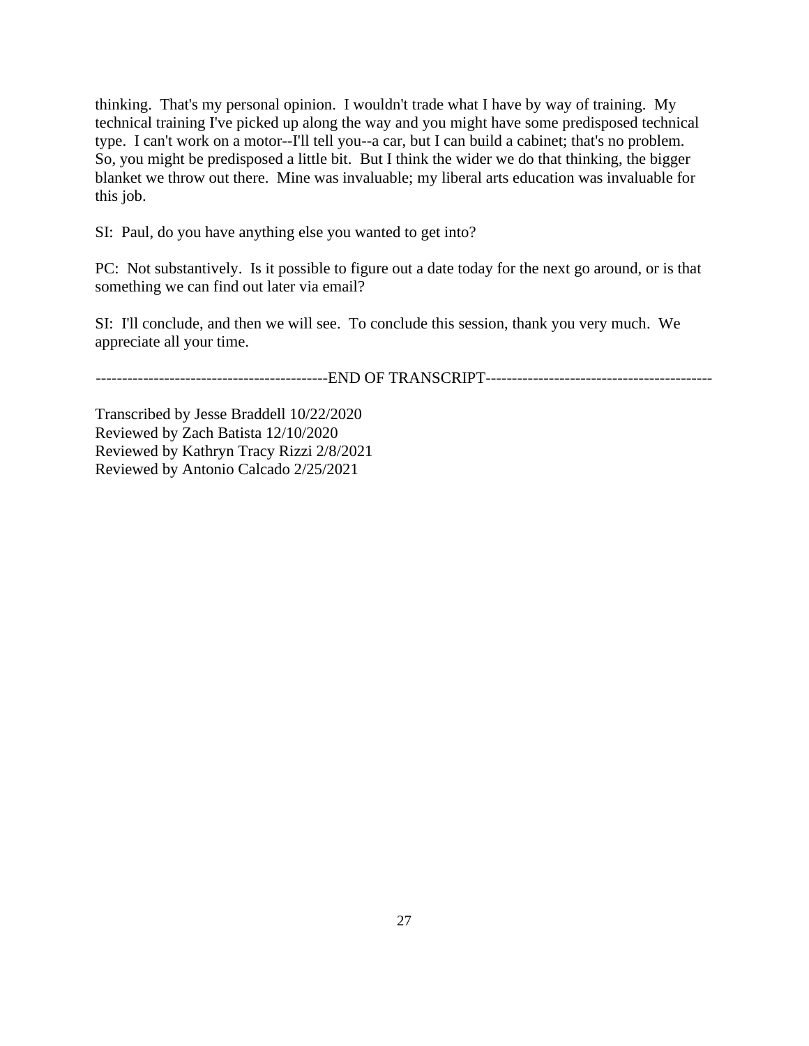thinking. That's my personal opinion. I wouldn't trade what I have by way of training. My technical training I've picked up along the way and you might have some predisposed technical type. I can't work on a motor--I'll tell you--a car, but I can build a cabinet; that's no problem. So, you might be predisposed a little bit. But I think the wider we do that thinking, the bigger blanket we throw out there. Mine was invaluable; my liberal arts education was invaluable for this job.

SI: Paul, do you have anything else you wanted to get into?

PC: Not substantively. Is it possible to figure out a date today for the next go around, or is that something we can find out later via email?

SI: I'll conclude, and then we will see. To conclude this session, thank you very much. We appreciate all your time.

-------------------------------------------END OF TRANSCRIPT-------------------------------------------

Transcribed by Jesse Braddell 10/22/2020
Reviewed by Zach Batista 12/10/2020
Reviewed by Kathryn Tracy Rizzi 2/8/2021
Reviewed by Antonio Calcado 2/25/2021